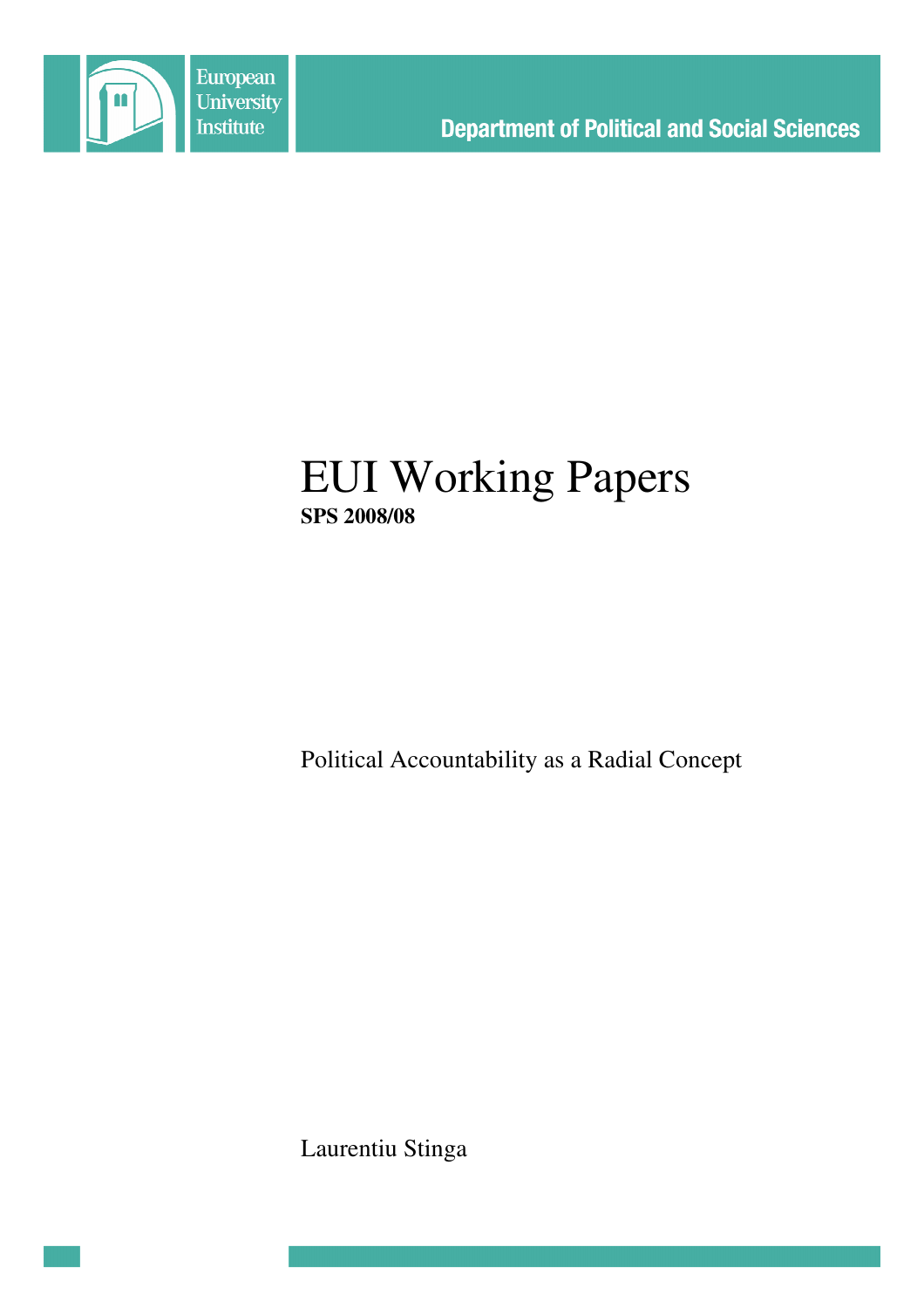European University Institute

Department of Political and Social Sciences

# EUI Working Papers

**SPS 2008/08**

Political Accountability as a Radial Concept

Laurentiu Stinga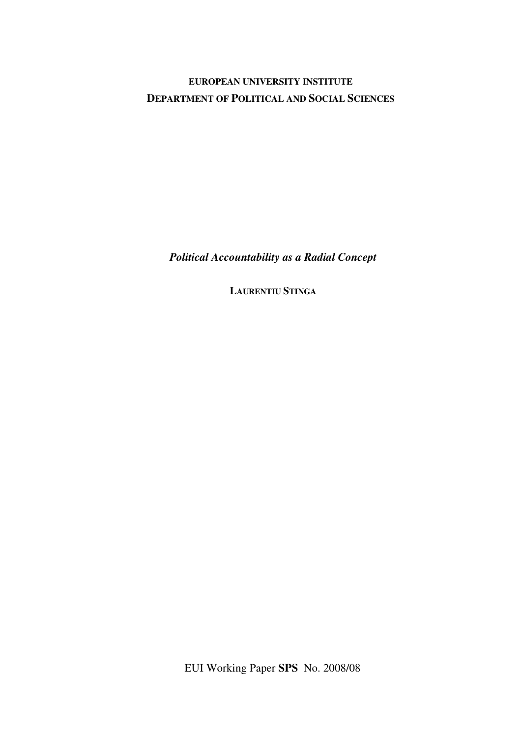**EUROPEAN UNIVERSITY INSTITUTE**

**DEPARTMENT OF POLITICAL AND SOCIAL SCIENCES**

***Political Accountability as a Radial Concept***

**LAURENTIU STINGA**

EUI Working Paper **SPS** No. 2008/08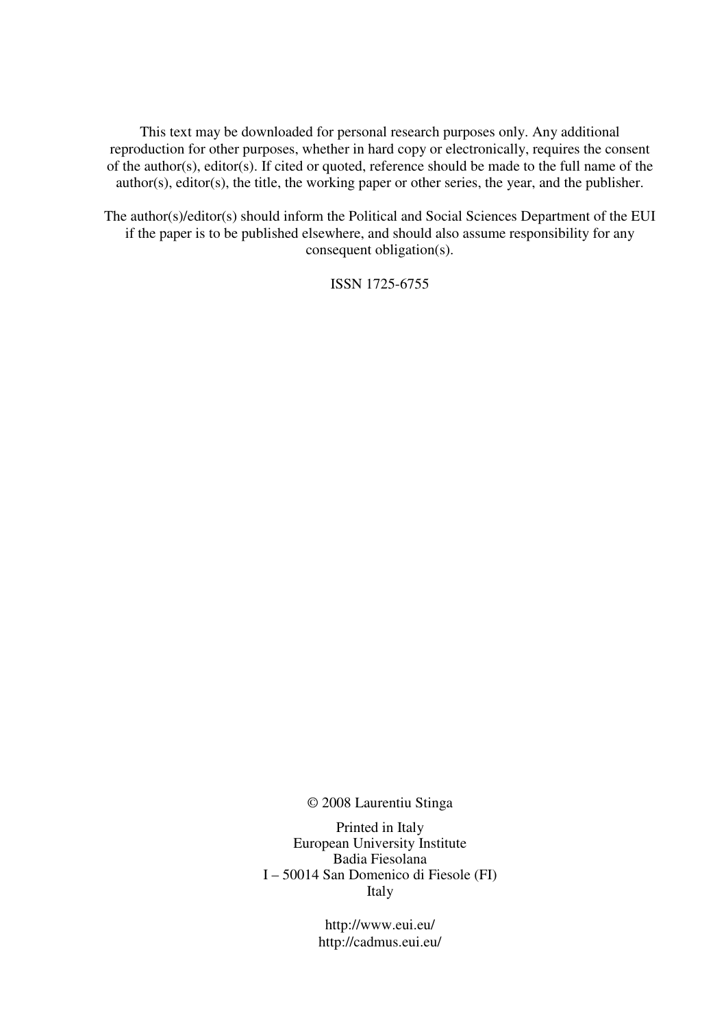This text may be downloaded for personal research purposes only. Any additional reproduction for other purposes, whether in hard copy or electronically, requires the consent of the author(s), editor(s). If cited or quoted, reference should be made to the full name of the author(s), editor(s), the title, the working paper or other series, the year, and the publisher.

The author(s)/editor(s) should inform the Political and Social Sciences Department of the EUI if the paper is to be published elsewhere, and should also assume responsibility for any consequent obligation(s).

ISSN 1725-6755

© 2008 Laurentiu Stinga

Printed in Italy
European University Institute
Badia Fiesolana
I – 50014 San Domenico di Fiesole (FI)
Italy

http://www.eui.eu/
http://cadmus.eui.eu/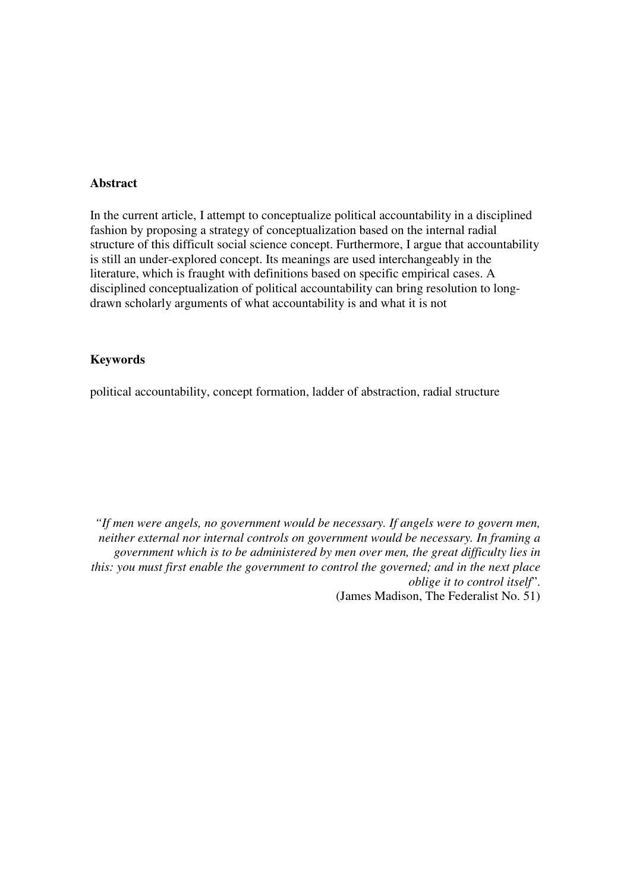**Abstract**

In the current article, I attempt to conceptualize political accountability in a disciplined fashion by proposing a strategy of conceptualization based on the internal radial structure of this difficult social science concept. Furthermore, I argue that accountability is still an under-explored concept. Its meanings are used interchangeably in the literature, which is fraught with definitions based on specific empirical cases. A disciplined conceptualization of political accountability can bring resolution to long-drawn scholarly arguments of what accountability is and what it is not

**Keywords**

political accountability, concept formation, ladder of abstraction, radial structure

> *"If men were angels, no government would be necessary. If angels were to govern men, neither external nor internal controls on government would be necessary. In framing a government which is to be administered by men over men, the great difficulty lies in this: you must first enable the government to control the governed; and in the next place oblige it to control itself*".
>
> (James Madison, The Federalist No. 51)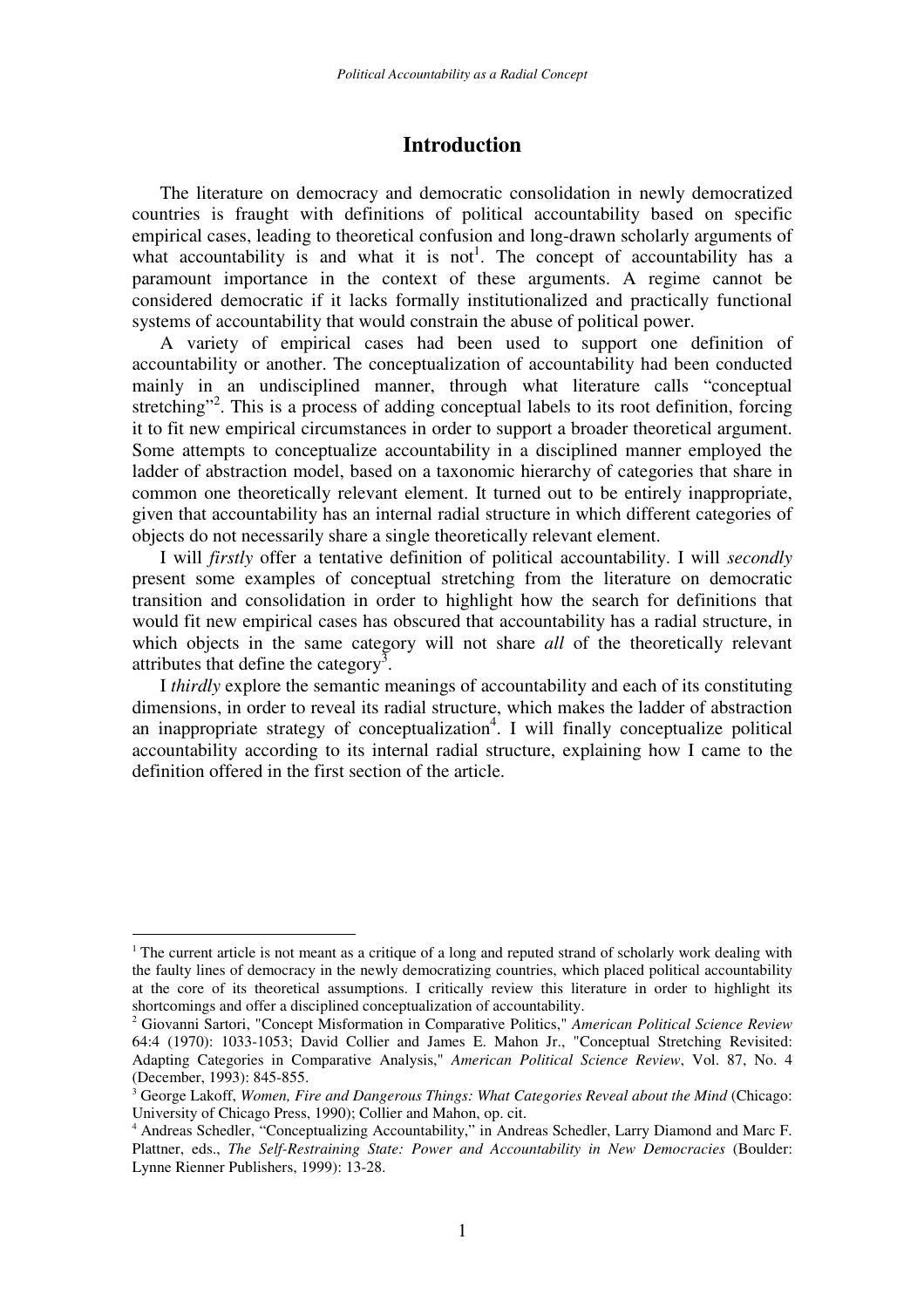## Introduction

The literature on democracy and democratic consolidation in newly democratized countries is fraught with definitions of political accountability based on specific empirical cases, leading to theoretical confusion and long-drawn scholarly arguments of what accountability is and what it is not[1]. The concept of accountability has a paramount importance in the context of these arguments. A regime cannot be considered democratic if it lacks formally institutionalized and practically functional systems of accountability that would constrain the abuse of political power.

A variety of empirical cases had been used to support one definition of accountability or another. The conceptualization of accountability had been conducted mainly in an undisciplined manner, through what literature calls "conceptual stretching"[2]. This is a process of adding conceptual labels to its root definition, forcing it to fit new empirical circumstances in order to support a broader theoretical argument. Some attempts to conceptualize accountability in a disciplined manner employed the ladder of abstraction model, based on a taxonomic hierarchy of categories that share in common one theoretically relevant element. It turned out to be entirely inappropriate, given that accountability has an internal radial structure in which different categories of objects do not necessarily share a single theoretically relevant element.

I will *firstly* offer a tentative definition of political accountability. I will *secondly* present some examples of conceptual stretching from the literature on democratic transition and consolidation in order to highlight how the search for definitions that would fit new empirical cases has obscured that accountability has a radial structure, in which objects in the same category will not share *all* of the theoretically relevant attributes that define the category[3].

I *thirdly* explore the semantic meanings of accountability and each of its constituting dimensions, in order to reveal its radial structure, which makes the ladder of abstraction an inappropriate strategy of conceptualization[4]. I will finally conceptualize political accountability according to its internal radial structure, explaining how I came to the definition offered in the first section of the article.

---

[1] The current article is not meant as a critique of a long and reputed strand of scholarly work dealing with the faulty lines of democracy in the newly democratizing countries, which placed political accountability at the core of its theoretical assumptions. I critically review this literature in order to highlight its shortcomings and offer a disciplined conceptualization of accountability.

[2] Giovanni Sartori, "Concept Misformation in Comparative Politics," *American Political Science Review* 64:4 (1970): 1033-1053; David Collier and James E. Mahon Jr., "Conceptual Stretching Revisited: Adapting Categories in Comparative Analysis," *American Political Science Review*, Vol. 87, No. 4 (December, 1993): 845-855.

[3] George Lakoff, *Women, Fire and Dangerous Things: What Categories Reveal about the Mind* (Chicago: University of Chicago Press, 1990); Collier and Mahon, op. cit.

[4] Andreas Schedler, "Conceptualizing Accountability," in Andreas Schedler, Larry Diamond and Marc F. Plattner, eds., *The Self-Restraining State: Power and Accountability in New Democracies* (Boulder: Lynne Rienner Publishers, 1999): 13-28.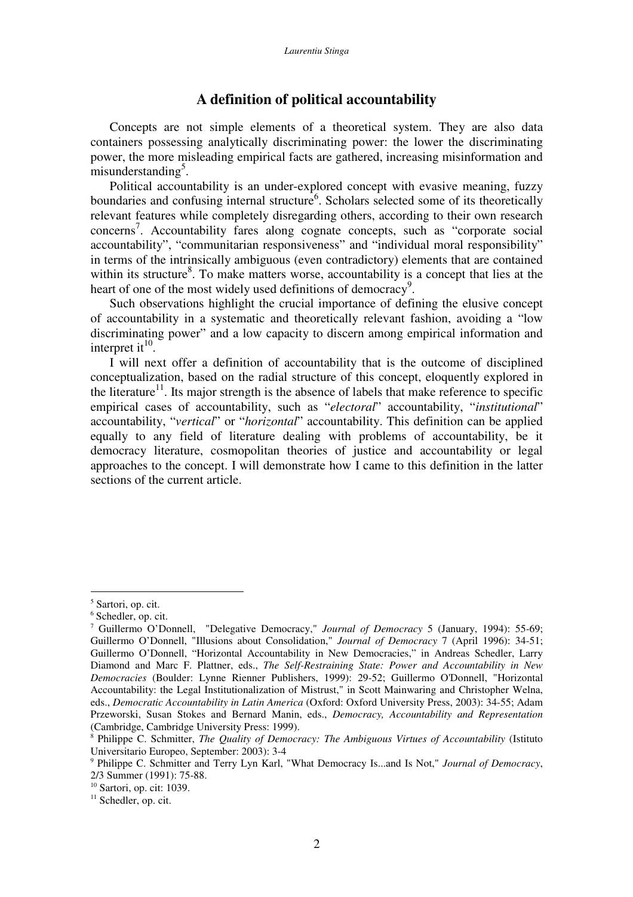## A definition of political accountability

Concepts are not simple elements of a theoretical system. They are also data containers possessing analytically discriminating power: the lower the discriminating power, the more misleading empirical facts are gathered, increasing misinformation and misunderstanding[5].

Political accountability is an under-explored concept with evasive meaning, fuzzy boundaries and confusing internal structure[6]. Scholars selected some of its theoretically relevant features while completely disregarding others, according to their own research concerns[7]. Accountability fares along cognate concepts, such as "corporate social accountability", "communitarian responsiveness" and "individual moral responsibility" in terms of the intrinsically ambiguous (even contradictory) elements that are contained within its structure[8]. To make matters worse, accountability is a concept that lies at the heart of one of the most widely used definitions of democracy[9].

Such observations highlight the crucial importance of defining the elusive concept of accountability in a systematic and theoretically relevant fashion, avoiding a "low discriminating power" and a low capacity to discern among empirical information and interpret it[10].

I will next offer a definition of accountability that is the outcome of disciplined conceptualization, based on the radial structure of this concept, eloquently explored in the literature[11]. Its major strength is the absence of labels that make reference to specific empirical cases of accountability, such as "*electoral*" accountability, "*institutional*" accountability, "*vertical*" or "*horizontal*" accountability. This definition can be applied equally to any field of literature dealing with problems of accountability, be it democracy literature, cosmopolitan theories of justice and accountability or legal approaches to the concept. I will demonstrate how I came to this definition in the latter sections of the current article.

---

[5] Sartori, op. cit.

[6] Schedler, op. cit.

[7] Guillermo O'Donnell, "Delegative Democracy," *Journal of Democracy* 5 (January, 1994): 55-69; Guillermo O'Donnell, "Illusions about Consolidation," *Journal of Democracy* 7 (April 1996): 34-51; Guillermo O'Donnell, "Horizontal Accountability in New Democracies," in Andreas Schedler, Larry Diamond and Marc F. Plattner, eds., *The Self-Restraining State: Power and Accountability in New Democracies* (Boulder: Lynne Rienner Publishers, 1999): 29-52; Guillermo O'Donnell, "Horizontal Accountability: the Legal Institutionalization of Mistrust," in Scott Mainwaring and Christopher Welna, eds., *Democratic Accountability in Latin America* (Oxford: Oxford University Press, 2003): 34-55; Adam Przeworski, Susan Stokes and Bernard Manin, eds., *Democracy, Accountability and Representation* (Cambridge, Cambridge University Press: 1999).

[8] Philippe C. Schmitter, *The Quality of Democracy: The Ambiguous Virtues of Accountability* (Istituto Universitario Europeo, September: 2003): 3-4

[9] Philippe C. Schmitter and Terry Lyn Karl, "What Democracy Is...and Is Not," *Journal of Democracy*, 2/3 Summer (1991): 75-88.

[10] Sartori, op. cit: 1039.

[11] Schedler, op. cit.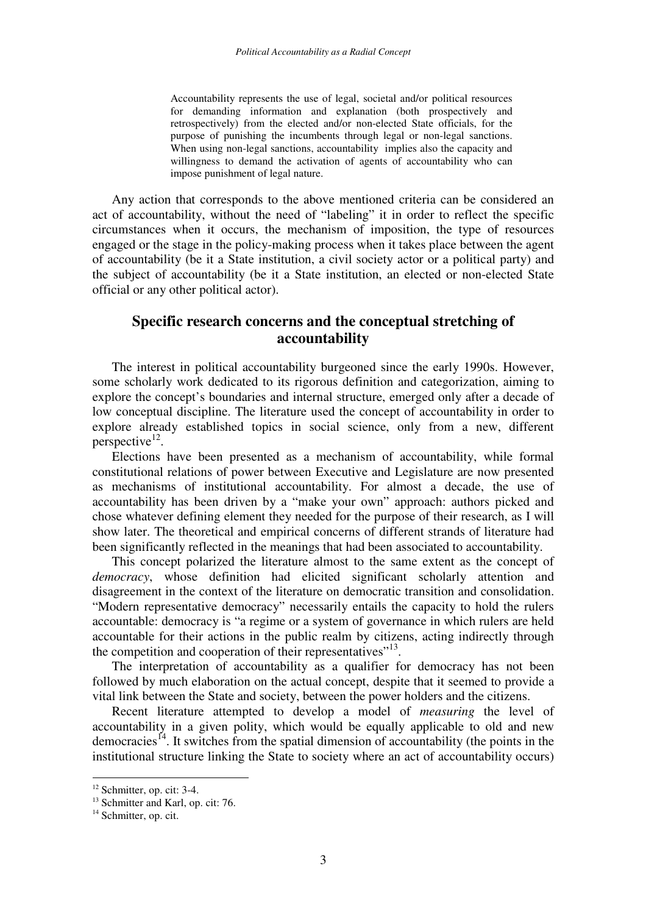> Accountability represents the use of legal, societal and/or political resources for demanding information and explanation (both prospectively and retrospectively) from the elected and/or non-elected State officials, for the purpose of punishing the incumbents through legal or non-legal sanctions. When using non-legal sanctions, accountability implies also the capacity and willingness to demand the activation of agents of accountability who can impose punishment of legal nature.

Any action that corresponds to the above mentioned criteria can be considered an act of accountability, without the need of "labeling" it in order to reflect the specific circumstances when it occurs, the mechanism of imposition, the type of resources engaged or the stage in the policy-making process when it takes place between the agent of accountability (be it a State institution, a civil society actor or a political party) and the subject of accountability (be it a State institution, an elected or non-elected State official or any other political actor).

## Specific research concerns and the conceptual stretching of accountability

The interest in political accountability burgeoned since the early 1990s. However, some scholarly work dedicated to its rigorous definition and categorization, aiming to explore the concept's boundaries and internal structure, emerged only after a decade of low conceptual discipline. The literature used the concept of accountability in order to explore already established topics in social science, only from a new, different perspective[12].

Elections have been presented as a mechanism of accountability, while formal constitutional relations of power between Executive and Legislature are now presented as mechanisms of institutional accountability. For almost a decade, the use of accountability has been driven by a "make your own" approach: authors picked and chose whatever defining element they needed for the purpose of their research, as I will show later. The theoretical and empirical concerns of different strands of literature had been significantly reflected in the meanings that had been associated to accountability.

This concept polarized the literature almost to the same extent as the concept of *democracy*, whose definition had elicited significant scholarly attention and disagreement in the context of the literature on democratic transition and consolidation. "Modern representative democracy" necessarily entails the capacity to hold the rulers accountable: democracy is "a regime or a system of governance in which rulers are held accountable for their actions in the public realm by citizens, acting indirectly through the competition and cooperation of their representatives"[13].

The interpretation of accountability as a qualifier for democracy has not been followed by much elaboration on the actual concept, despite that it seemed to provide a vital link between the State and society, between the power holders and the citizens.

Recent literature attempted to develop a model of *measuring* the level of accountability in a given polity, which would be equally applicable to old and new democracies[14]. It switches from the spatial dimension of accountability (the points in the institutional structure linking the State to society where an act of accountability occurs)

---

[12] Schmitter, op. cit: 3-4.

[13] Schmitter and Karl, op. cit: 76.

[14] Schmitter, op. cit.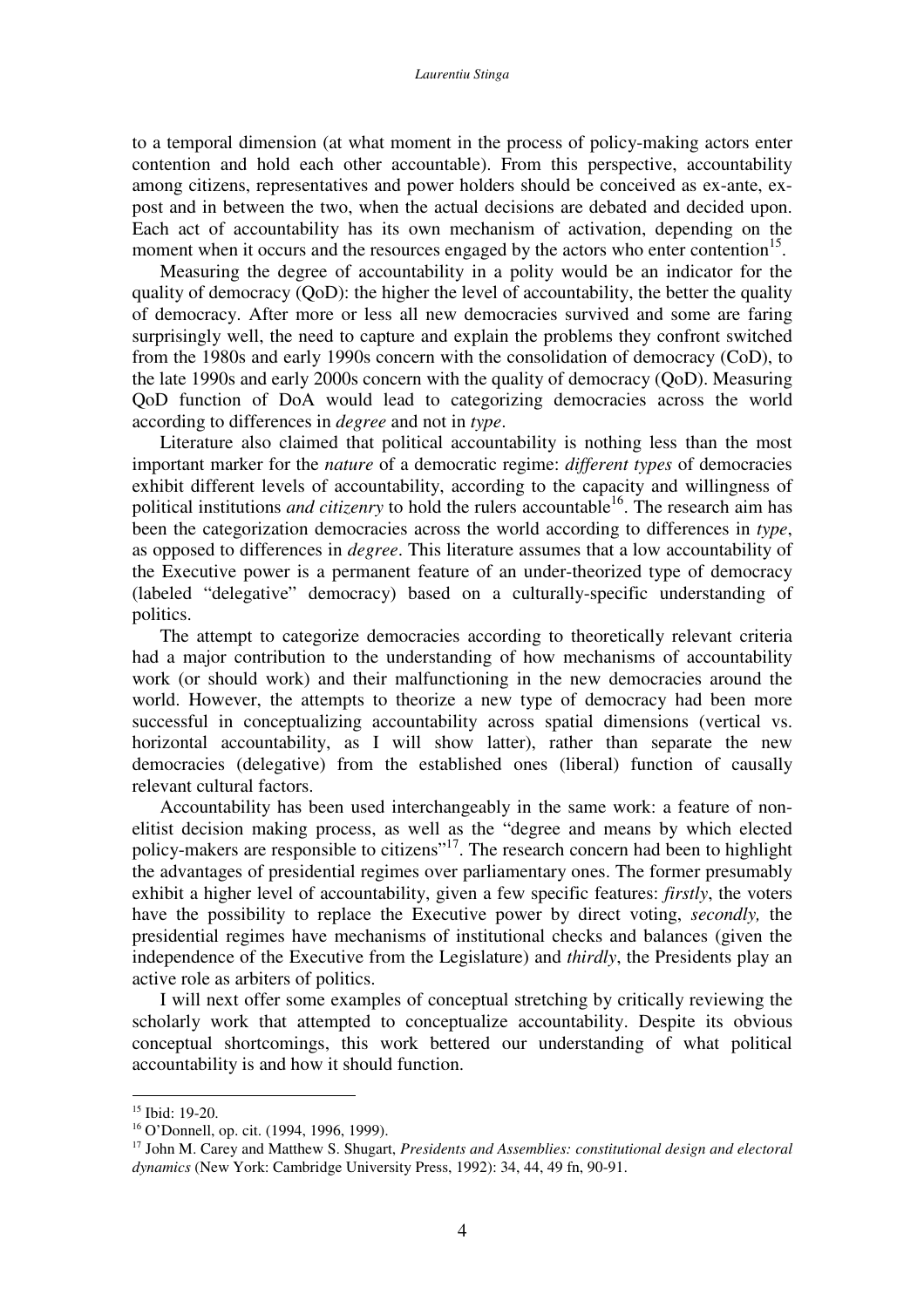to a temporal dimension (at what moment in the process of policy-making actors enter contention and hold each other accountable). From this perspective, accountability among citizens, representatives and power holders should be conceived as ex-ante, ex-post and in between the two, when the actual decisions are debated and decided upon. Each act of accountability has its own mechanism of activation, depending on the moment when it occurs and the resources engaged by the actors who enter contention[15].

Measuring the degree of accountability in a polity would be an indicator for the quality of democracy (QoD): the higher the level of accountability, the better the quality of democracy. After more or less all new democracies survived and some are faring surprisingly well, the need to capture and explain the problems they confront switched from the 1980s and early 1990s concern with the consolidation of democracy (CoD), to the late 1990s and early 2000s concern with the quality of democracy (QoD). Measuring QoD function of DoA would lead to categorizing democracies across the world according to differences in *degree* and not in *type*.

Literature also claimed that political accountability is nothing less than the most important marker for the *nature* of a democratic regime: *different types* of democracies exhibit different levels of accountability, according to the capacity and willingness of political institutions *and citizenry* to hold the rulers accountable[16]. The research aim has been the categorization democracies across the world according to differences in *type*, as opposed to differences in *degree*. This literature assumes that a low accountability of the Executive power is a permanent feature of an under-theorized type of democracy (labeled "delegative" democracy) based on a culturally-specific understanding of politics.

The attempt to categorize democracies according to theoretically relevant criteria had a major contribution to the understanding of how mechanisms of accountability work (or should work) and their malfunctioning in the new democracies around the world. However, the attempts to theorize a new type of democracy had been more successful in conceptualizing accountability across spatial dimensions (vertical vs. horizontal accountability, as I will show latter), rather than separate the new democracies (delegative) from the established ones (liberal) function of causally relevant cultural factors.

Accountability has been used interchangeably in the same work: a feature of non-elitist decision making process, as well as the "degree and means by which elected policy-makers are responsible to citizens"[17]. The research concern had been to highlight the advantages of presidential regimes over parliamentary ones. The former presumably exhibit a higher level of accountability, given a few specific features: *firstly*, the voters have the possibility to replace the Executive power by direct voting, *secondly,* the presidential regimes have mechanisms of institutional checks and balances (given the independence of the Executive from the Legislature) and *thirdly*, the Presidents play an active role as arbiters of politics.

I will next offer some examples of conceptual stretching by critically reviewing the scholarly work that attempted to conceptualize accountability. Despite its obvious conceptual shortcomings, this work bettered our understanding of what political accountability is and how it should function.

---

[15] Ibid: 19-20.

[16] O'Donnell, op. cit. (1994, 1996, 1999).

[17] John M. Carey and Matthew S. Shugart, *Presidents and Assemblies: constitutional design and electoral dynamics* (New York: Cambridge University Press, 1992): 34, 44, 49 fn, 90-91.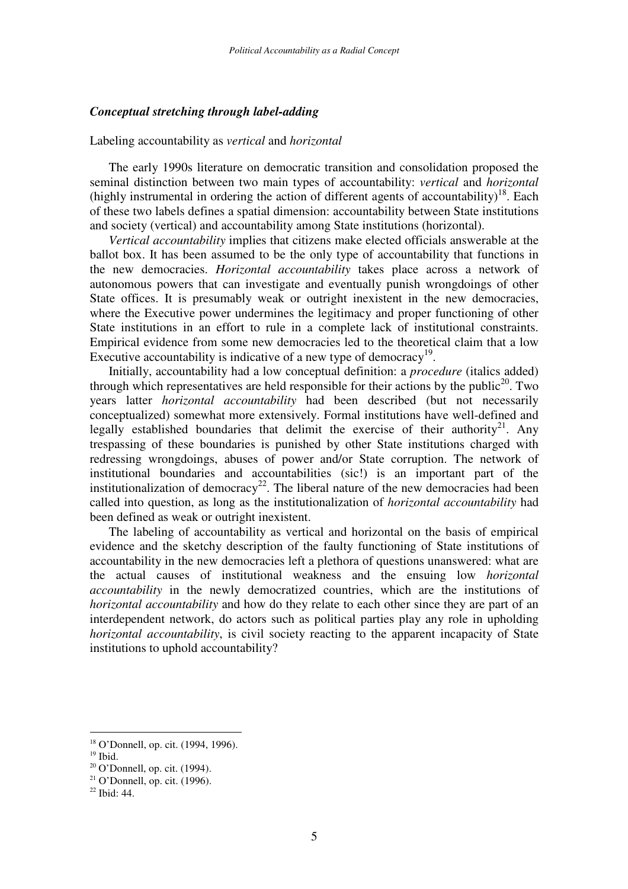### *Conceptual stretching through label-adding*

Labeling accountability as *vertical* and *horizontal*

The early 1990s literature on democratic transition and consolidation proposed the seminal distinction between two main types of accountability: *vertical* and *horizontal* (highly instrumental in ordering the action of different agents of accountability)[18]. Each of these two labels defines a spatial dimension: accountability between State institutions and society (vertical) and accountability among State institutions (horizontal).

*Vertical accountability* implies that citizens make elected officials answerable at the ballot box. It has been assumed to be the only type of accountability that functions in the new democracies. *Horizontal accountability* takes place across a network of autonomous powers that can investigate and eventually punish wrongdoings of other State offices. It is presumably weak or outright inexistent in the new democracies, where the Executive power undermines the legitimacy and proper functioning of other State institutions in an effort to rule in a complete lack of institutional constraints. Empirical evidence from some new democracies led to the theoretical claim that a low Executive accountability is indicative of a new type of democracy[19].

Initially, accountability had a low conceptual definition: a *procedure* (italics added) through which representatives are held responsible for their actions by the public[20]. Two years latter *horizontal accountability* had been described (but not necessarily conceptualized) somewhat more extensively. Formal institutions have well-defined and legally established boundaries that delimit the exercise of their authority[21]. Any trespassing of these boundaries is punished by other State institutions charged with redressing wrongdoings, abuses of power and/or State corruption. The network of institutional boundaries and accountabilities (sic!) is an important part of the institutionalization of democracy[22]. The liberal nature of the new democracies had been called into question, as long as the institutionalization of *horizontal accountability* had been defined as weak or outright inexistent.

The labeling of accountability as vertical and horizontal on the basis of empirical evidence and the sketchy description of the faulty functioning of State institutions of accountability in the new democracies left a plethora of questions unanswered: what are the actual causes of institutional weakness and the ensuing low *horizontal accountability* in the newly democratized countries, which are the institutions of *horizontal accountability* and how do they relate to each other since they are part of an interdependent network, do actors such as political parties play any role in upholding *horizontal accountability*, is civil society reacting to the apparent incapacity of State institutions to uphold accountability?

---

[18] O'Donnell, op. cit. (1994, 1996).

[19] Ibid.

[20] O'Donnell, op. cit. (1994).

[21] O'Donnell, op. cit. (1996).

[22] Ibid: 44.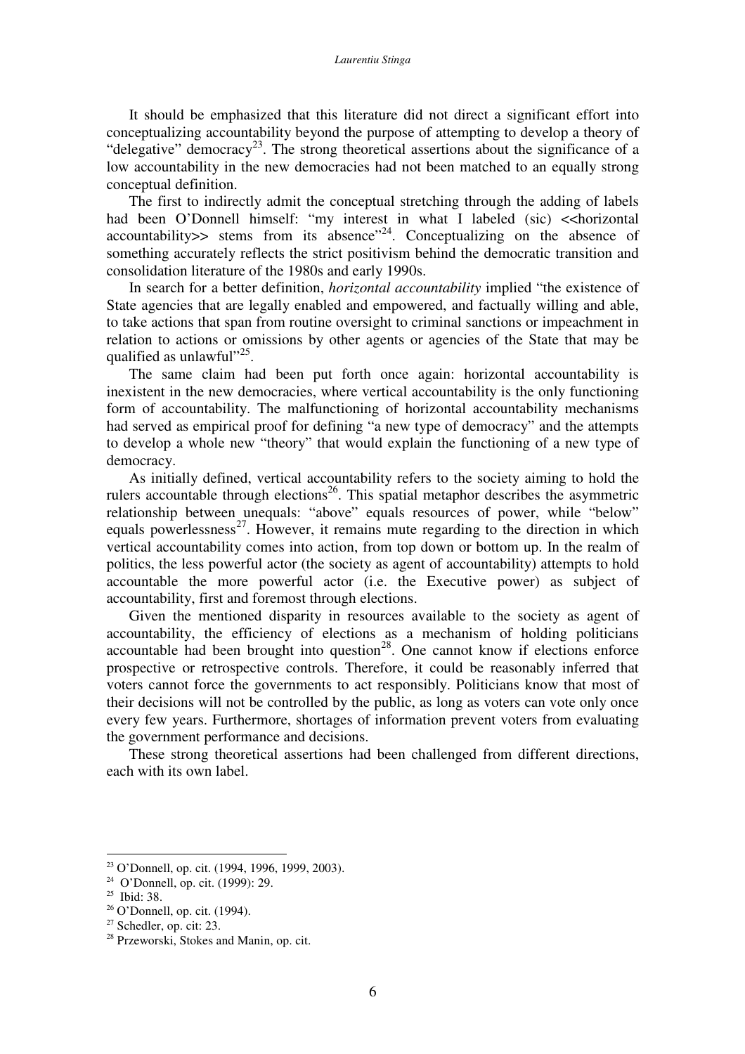It should be emphasized that this literature did not direct a significant effort into conceptualizing accountability beyond the purpose of attempting to develop a theory of "delegative" democracy[23]. The strong theoretical assertions about the significance of a low accountability in the new democracies had not been matched to an equally strong conceptual definition.

The first to indirectly admit the conceptual stretching through the adding of labels had been O'Donnell himself: "my interest in what I labeled (sic) <<horizontal accountability>> stems from its absence"[24]. Conceptualizing on the absence of something accurately reflects the strict positivism behind the democratic transition and consolidation literature of the 1980s and early 1990s.

In search for a better definition, *horizontal accountability* implied "the existence of State agencies that are legally enabled and empowered, and factually willing and able, to take actions that span from routine oversight to criminal sanctions or impeachment in relation to actions or omissions by other agents or agencies of the State that may be qualified as unlawful"[25].

The same claim had been put forth once again: horizontal accountability is inexistent in the new democracies, where vertical accountability is the only functioning form of accountability. The malfunctioning of horizontal accountability mechanisms had served as empirical proof for defining "a new type of democracy" and the attempts to develop a whole new "theory" that would explain the functioning of a new type of democracy.

As initially defined, vertical accountability refers to the society aiming to hold the rulers accountable through elections[26]. This spatial metaphor describes the asymmetric relationship between unequals: "above" equals resources of power, while "below" equals powerlessness[27]. However, it remains mute regarding to the direction in which vertical accountability comes into action, from top down or bottom up. In the realm of politics, the less powerful actor (the society as agent of accountability) attempts to hold accountable the more powerful actor (i.e. the Executive power) as subject of accountability, first and foremost through elections.

Given the mentioned disparity in resources available to the society as agent of accountability, the efficiency of elections as a mechanism of holding politicians accountable had been brought into question[28]. One cannot know if elections enforce prospective or retrospective controls. Therefore, it could be reasonably inferred that voters cannot force the governments to act responsibly. Politicians know that most of their decisions will not be controlled by the public, as long as voters can vote only once every few years. Furthermore, shortages of information prevent voters from evaluating the government performance and decisions.

These strong theoretical assertions had been challenged from different directions, each with its own label.

---

[23] O'Donnell, op. cit. (1994, 1996, 1999, 2003).

[24] O'Donnell, op. cit. (1999): 29.

[25] Ibid: 38.

[26] O'Donnell, op. cit. (1994).

[27] Schedler, op. cit: 23.

[28] Przeworski, Stokes and Manin, op. cit.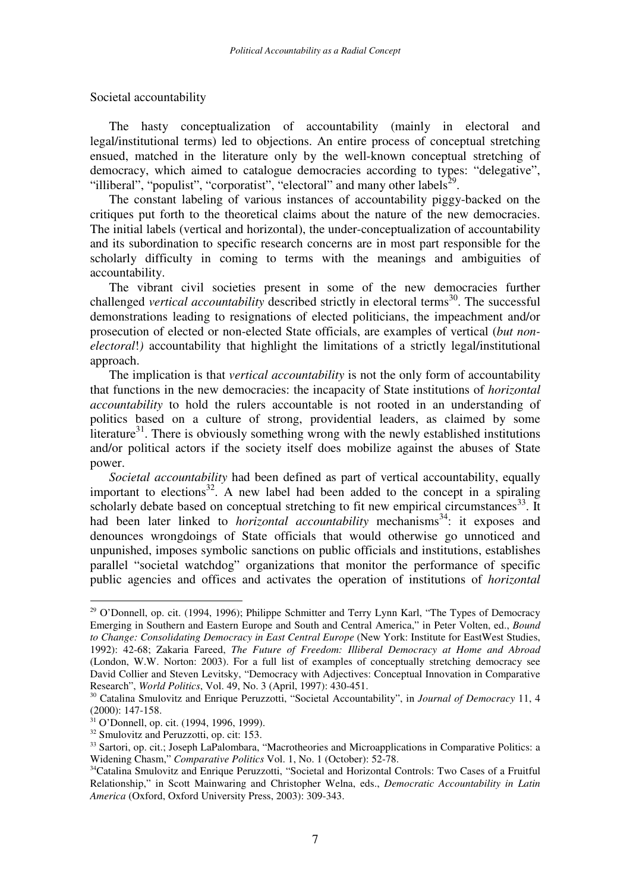Societal accountability

The hasty conceptualization of accountability (mainly in electoral and legal/institutional terms) led to objections. An entire process of conceptual stretching ensued, matched in the literature only by the well-known conceptual stretching of democracy, which aimed to catalogue democracies according to types: "delegative", "illiberal", "populist", "corporatist", "electoral" and many other labels[29].

The constant labeling of various instances of accountability piggy-backed on the critiques put forth to the theoretical claims about the nature of the new democracies. The initial labels (vertical and horizontal), the under-conceptualization of accountability and its subordination to specific research concerns are in most part responsible for the scholarly difficulty in coming to terms with the meanings and ambiguities of accountability.

The vibrant civil societies present in some of the new democracies further challenged *vertical accountability* described strictly in electoral terms[30]. The successful demonstrations leading to resignations of elected politicians, the impeachment and/or prosecution of elected or non-elected State officials, are examples of vertical (*but non-electoral*!*)* accountability that highlight the limitations of a strictly legal/institutional approach.

The implication is that *vertical accountability* is not the only form of accountability that functions in the new democracies: the incapacity of State institutions of *horizontal accountability* to hold the rulers accountable is not rooted in an understanding of politics based on a culture of strong, providential leaders, as claimed by some literature[31]. There is obviously something wrong with the newly established institutions and/or political actors if the society itself does mobilize against the abuses of State power.

*Societal accountability* had been defined as part of vertical accountability, equally important to elections[32]. A new label had been added to the concept in a spiraling scholarly debate based on conceptual stretching to fit new empirical circumstances[33]. It had been later linked to *horizontal accountability* mechanisms[34]: it exposes and denounces wrongdoings of State officials that would otherwise go unnoticed and unpunished, imposes symbolic sanctions on public officials and institutions, establishes parallel "societal watchdog" organizations that monitor the performance of specific public agencies and offices and activates the operation of institutions of *horizontal*

---

[29] O'Donnell, op. cit. (1994, 1996); Philippe Schmitter and Terry Lynn Karl, "The Types of Democracy Emerging in Southern and Eastern Europe and South and Central America," in Peter Volten, ed., *Bound to Change: Consolidating Democracy in East Central Europe* (New York: Institute for EastWest Studies, 1992): 42-68; Zakaria Fareed, *The Future of Freedom: Illiberal Democracy at Home and Abroad* (London, W.W. Norton: 2003). For a full list of examples of conceptually stretching democracy see David Collier and Steven Levitsky, "Democracy with Adjectives: Conceptual Innovation in Comparative Research", *World Politics*, Vol. 49, No. 3 (April, 1997): 430-451.

[30] Catalina Smulovitz and Enrique Peruzzotti, "Societal Accountability", in *Journal of Democracy* 11, 4 (2000): 147-158.

[31] O'Donnell, op. cit. (1994, 1996, 1999).

[32] Smulovitz and Peruzzotti, op. cit: 153.

[33] Sartori, op. cit.; Joseph LaPalombara, "Macrotheories and Microapplications in Comparative Politics: a Widening Chasm," *Comparative Politics* Vol. 1, No. 1 (October): 52-78.

[34] Catalina Smulovitz and Enrique Peruzzotti, "Societal and Horizontal Controls: Two Cases of a Fruitful Relationship," in Scott Mainwaring and Christopher Welna, eds., *Democratic Accountability in Latin America* (Oxford, Oxford University Press, 2003): 309-343.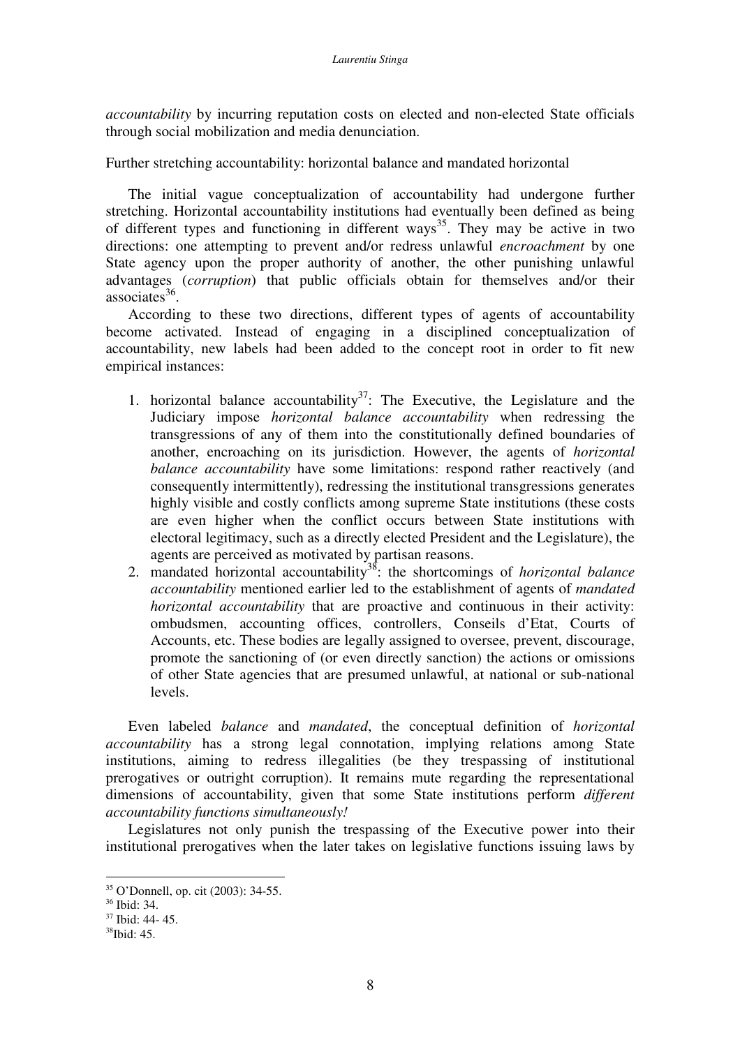*accountability* by incurring reputation costs on elected and non-elected State officials through social mobilization and media denunciation.

Further stretching accountability: horizontal balance and mandated horizontal

The initial vague conceptualization of accountability had undergone further stretching. Horizontal accountability institutions had eventually been defined as being of different types and functioning in different ways[35]. They may be active in two directions: one attempting to prevent and/or redress unlawful *encroachment* by one State agency upon the proper authority of another, the other punishing unlawful advantages (*corruption*) that public officials obtain for themselves and/or their associates[36].

According to these two directions, different types of agents of accountability become activated. Instead of engaging in a disciplined conceptualization of accountability, new labels had been added to the concept root in order to fit new empirical instances:

1. horizontal balance accountability[37]: The Executive, the Legislature and the Judiciary impose *horizontal balance accountability* when redressing the transgressions of any of them into the constitutionally defined boundaries of another, encroaching on its jurisdiction. However, the agents of *horizontal balance accountability* have some limitations: respond rather reactively (and consequently intermittently), redressing the institutional transgressions generates highly visible and costly conflicts among supreme State institutions (these costs are even higher when the conflict occurs between State institutions with electoral legitimacy, such as a directly elected President and the Legislature), the agents are perceived as motivated by partisan reasons.
2. mandated horizontal accountability[38]: the shortcomings of *horizontal balance accountability* mentioned earlier led to the establishment of agents of *mandated horizontal accountability* that are proactive and continuous in their activity: ombudsmen, accounting offices, controllers, Conseils d'Etat, Courts of Accounts, etc. These bodies are legally assigned to oversee, prevent, discourage, promote the sanctioning of (or even directly sanction) the actions or omissions of other State agencies that are presumed unlawful, at national or sub-national levels.

Even labeled *balance* and *mandated*, the conceptual definition of *horizontal accountability* has a strong legal connotation, implying relations among State institutions, aiming to redress illegalities (be they trespassing of institutional prerogatives or outright corruption). It remains mute regarding the representational dimensions of accountability, given that some State institutions perform *different accountability functions simultaneously!*

Legislatures not only punish the trespassing of the Executive power into their institutional prerogatives when the later takes on legislative functions issuing laws by

---

[35] O'Donnell, op. cit (2003): 34-55.

[36] Ibid: 34.

[37] Ibid: 44- 45.

[38] Ibid: 45.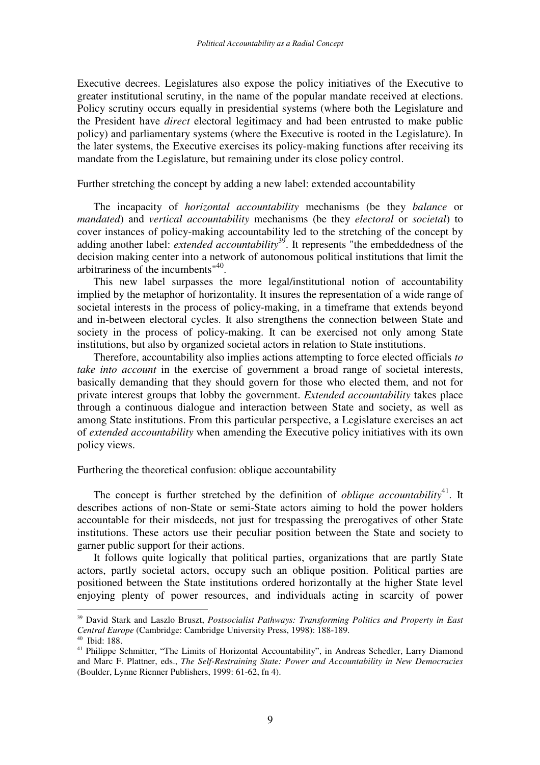Executive decrees. Legislatures also expose the policy initiatives of the Executive to greater institutional scrutiny, in the name of the popular mandate received at elections. Policy scrutiny occurs equally in presidential systems (where both the Legislature and the President have *direct* electoral legitimacy and had been entrusted to make public policy) and parliamentary systems (where the Executive is rooted in the Legislature). In the later systems, the Executive exercises its policy-making functions after receiving its mandate from the Legislature, but remaining under its close policy control.

Further stretching the concept by adding a new label: extended accountability

The incapacity of *horizontal accountability* mechanisms (be they *balance* or *mandated*) and *vertical accountability* mechanisms (be they *electoral* or *societal*) to cover instances of policy-making accountability led to the stretching of the concept by adding another label: *extended accountability*[39]. It represents "the embeddedness of the decision making center into a network of autonomous political institutions that limit the arbitrariness of the incumbents"[40].

This new label surpasses the more legal/institutional notion of accountability implied by the metaphor of horizontality. It insures the representation of a wide range of societal interests in the process of policy-making, in a timeframe that extends beyond and in-between electoral cycles. It also strengthens the connection between State and society in the process of policy-making. It can be exercised not only among State institutions, but also by organized societal actors in relation to State institutions.

Therefore, accountability also implies actions attempting to force elected officials *to take into account* in the exercise of government a broad range of societal interests, basically demanding that they should govern for those who elected them, and not for private interest groups that lobby the government. *Extended accountability* takes place through a continuous dialogue and interaction between State and society, as well as among State institutions. From this particular perspective, a Legislature exercises an act of *extended accountability* when amending the Executive policy initiatives with its own policy views.

Furthering the theoretical confusion: oblique accountability

The concept is further stretched by the definition of *oblique accountability*[41]. It describes actions of non-State or semi-State actors aiming to hold the power holders accountable for their misdeeds, not just for trespassing the prerogatives of other State institutions. These actors use their peculiar position between the State and society to garner public support for their actions.

It follows quite logically that political parties, organizations that are partly State actors, partly societal actors, occupy such an oblique position. Political parties are positioned between the State institutions ordered horizontally at the higher State level enjoying plenty of power resources, and individuals acting in scarcity of power

---

[39] David Stark and Laszlo Bruszt, *Postsocialist Pathways: Transforming Politics and Property in East Central Europe* (Cambridge: Cambridge University Press, 1998): 188-189.

[40] Ibid: 188.

[41] Philippe Schmitter, "The Limits of Horizontal Accountability", in Andreas Schedler, Larry Diamond and Marc F. Plattner, eds., *The Self-Restraining State: Power and Accountability in New Democracies* (Boulder, Lynne Rienner Publishers, 1999: 61-62, fn 4).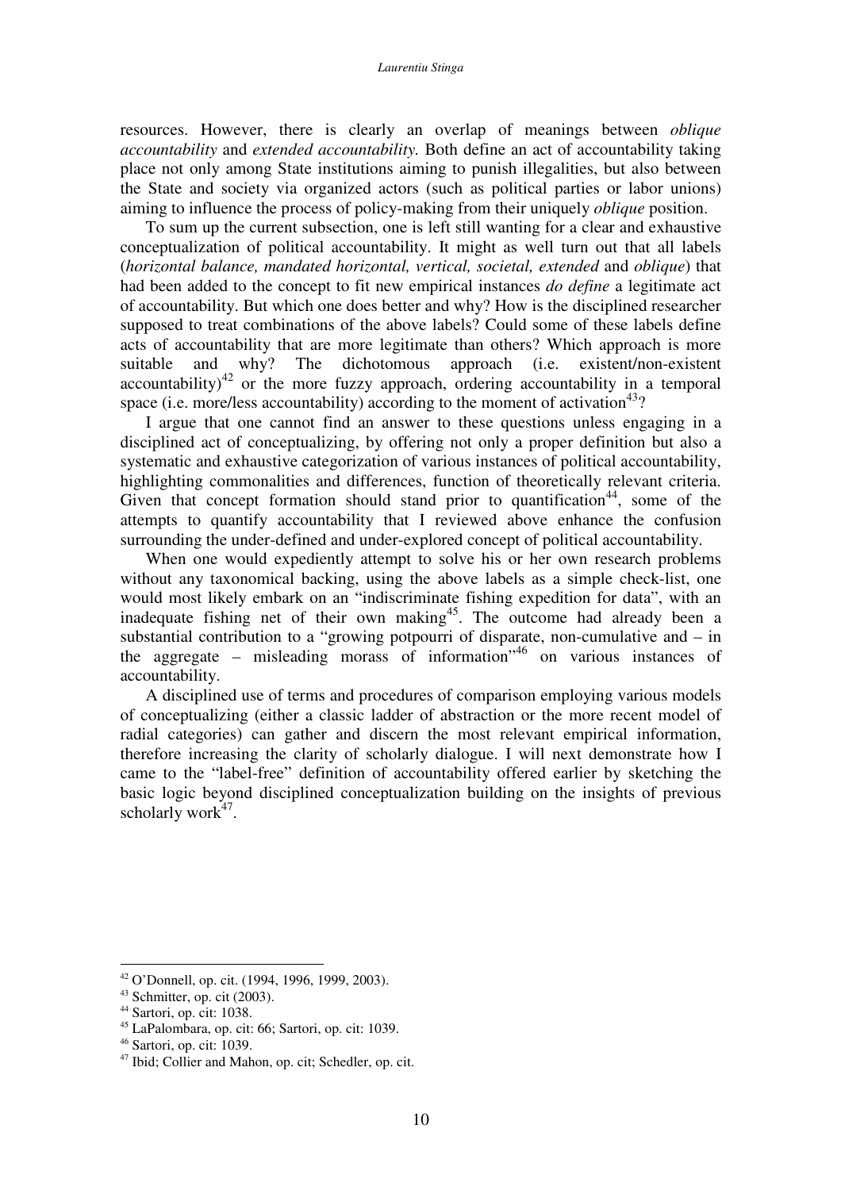resources. However, there is clearly an overlap of meanings between *oblique accountability* and *extended accountability.* Both define an act of accountability taking place not only among State institutions aiming to punish illegalities, but also between the State and society via organized actors (such as political parties or labor unions) aiming to influence the process of policy-making from their uniquely *oblique* position.

To sum up the current subsection, one is left still wanting for a clear and exhaustive conceptualization of political accountability. It might as well turn out that all labels (*horizontal balance, mandated horizontal, vertical, societal, extended* and *oblique*) that had been added to the concept to fit new empirical instances *do define* a legitimate act of accountability. But which one does better and why? How is the disciplined researcher supposed to treat combinations of the above labels? Could some of these labels define acts of accountability that are more legitimate than others? Which approach is more suitable and why? The dichotomous approach (i.e. existent/non-existent accountability)[42] or the more fuzzy approach, ordering accountability in a temporal space (i.e. more/less accountability) according to the moment of activation[43]?

I argue that one cannot find an answer to these questions unless engaging in a disciplined act of conceptualizing, by offering not only a proper definition but also a systematic and exhaustive categorization of various instances of political accountability, highlighting commonalities and differences, function of theoretically relevant criteria. Given that concept formation should stand prior to quantification[44], some of the attempts to quantify accountability that I reviewed above enhance the confusion surrounding the under-defined and under-explored concept of political accountability.

When one would expediently attempt to solve his or her own research problems without any taxonomical backing, using the above labels as a simple check-list, one would most likely embark on an "indiscriminate fishing expedition for data", with an inadequate fishing net of their own making[45]. The outcome had already been a substantial contribution to a "growing potpourri of disparate, non-cumulative and – in the aggregate – misleading morass of information"[46] on various instances of accountability.

A disciplined use of terms and procedures of comparison employing various models of conceptualizing (either a classic ladder of abstraction or the more recent model of radial categories) can gather and discern the most relevant empirical information, therefore increasing the clarity of scholarly dialogue. I will next demonstrate how I came to the "label-free" definition of accountability offered earlier by sketching the basic logic beyond disciplined conceptualization building on the insights of previous scholarly work[47].

---

[42] O'Donnell, op. cit. (1994, 1996, 1999, 2003).

[43] Schmitter, op. cit (2003).

[44] Sartori, op. cit: 1038.

[45] LaPalombara, op. cit: 66; Sartori, op. cit: 1039.

[46] Sartori, op. cit: 1039.

[47] Ibid; Collier and Mahon, op. cit; Schedler, op. cit.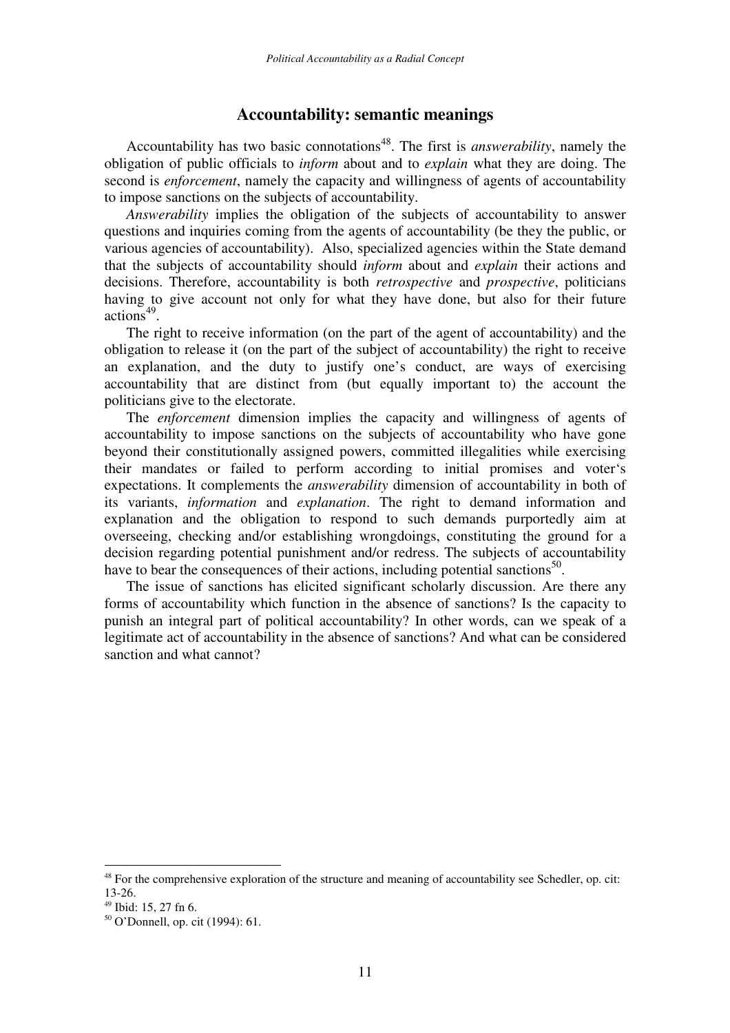## Accountability: semantic meanings

Accountability has two basic connotations[48]. The first is *answerability*, namely the obligation of public officials to *inform* about and to *explain* what they are doing. The second is *enforcement*, namely the capacity and willingness of agents of accountability to impose sanctions on the subjects of accountability.

*Answerability* implies the obligation of the subjects of accountability to answer questions and inquiries coming from the agents of accountability (be they the public, or various agencies of accountability). Also, specialized agencies within the State demand that the subjects of accountability should *inform* about and *explain* their actions and decisions. Therefore, accountability is both *retrospective* and *prospective*, politicians having to give account not only for what they have done, but also for their future actions[49].

The right to receive information (on the part of the agent of accountability) and the obligation to release it (on the part of the subject of accountability) the right to receive an explanation, and the duty to justify one's conduct, are ways of exercising accountability that are distinct from (but equally important to) the account the politicians give to the electorate.

The *enforcement* dimension implies the capacity and willingness of agents of accountability to impose sanctions on the subjects of accountability who have gone beyond their constitutionally assigned powers, committed illegalities while exercising their mandates or failed to perform according to initial promises and voter's expectations. It complements the *answerability* dimension of accountability in both of its variants, *information* and *explanation*. The right to demand information and explanation and the obligation to respond to such demands purportedly aim at overseeing, checking and/or establishing wrongdoings, constituting the ground for a decision regarding potential punishment and/or redress. The subjects of accountability have to bear the consequences of their actions, including potential sanctions[50].

The issue of sanctions has elicited significant scholarly discussion. Are there any forms of accountability which function in the absence of sanctions? Is the capacity to punish an integral part of political accountability? In other words, can we speak of a legitimate act of accountability in the absence of sanctions? And what can be considered sanction and what cannot?

---

[48] For the comprehensive exploration of the structure and meaning of accountability see Schedler, op. cit: 13-26.

[49] Ibid: 15, 27 fn 6.

[50] O'Donnell, op. cit (1994): 61.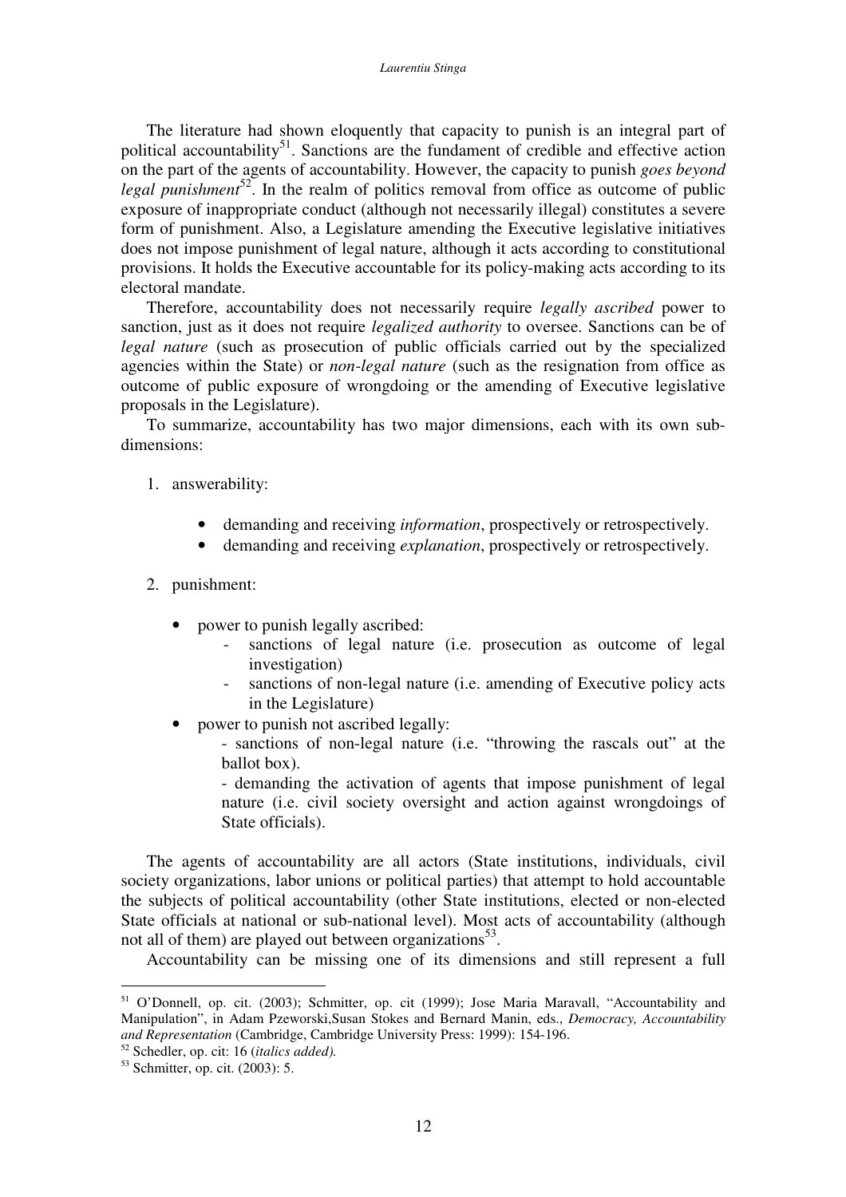The literature had shown eloquently that capacity to punish is an integral part of political accountability[51]. Sanctions are the fundament of credible and effective action on the part of the agents of accountability. However, the capacity to punish *goes beyond legal punishment*[52]. In the realm of politics removal from office as outcome of public exposure of inappropriate conduct (although not necessarily illegal) constitutes a severe form of punishment. Also, a Legislature amending the Executive legislative initiatives does not impose punishment of legal nature, although it acts according to constitutional provisions. It holds the Executive accountable for its policy-making acts according to its electoral mandate.

Therefore, accountability does not necessarily require *legally ascribed* power to sanction, just as it does not require *legalized authority* to oversee. Sanctions can be of *legal nature* (such as prosecution of public officials carried out by the specialized agencies within the State) or *non-legal nature* (such as the resignation from office as outcome of public exposure of wrongdoing or the amending of Executive legislative proposals in the Legislature).

To summarize, accountability has two major dimensions, each with its own sub-dimensions:

1. answerability:
   - demanding and receiving *information*, prospectively or retrospectively.
   - demanding and receiving *explanation*, prospectively or retrospectively.

2. punishment:
   - power to punish legally ascribed:
     - sanctions of legal nature (i.e. prosecution as outcome of legal investigation)
     - sanctions of non-legal nature (i.e. amending of Executive policy acts in the Legislature)
   - power to punish not ascribed legally:
     - sanctions of non-legal nature (i.e. "throwing the rascals out" at the ballot box).
     - demanding the activation of agents that impose punishment of legal nature (i.e. civil society oversight and action against wrongdoings of State officials).

The agents of accountability are all actors (State institutions, individuals, civil society organizations, labor unions or political parties) that attempt to hold accountable the subjects of political accountability (other State institutions, elected or non-elected State officials at national or sub-national level). Most acts of accountability (although not all of them) are played out between organizations[53].

Accountability can be missing one of its dimensions and still represent a full

---

[51] O'Donnell, op. cit. (2003); Schmitter, op. cit (1999); Jose Maria Maravall, "Accountability and Manipulation", in Adam Pzeworski,Susan Stokes and Bernard Manin, eds., *Democracy, Accountability and Representation* (Cambridge, Cambridge University Press: 1999): 154-196.

[52] Schedler, op. cit: 16 (*italics added).*

[53] Schmitter, op. cit. (2003): 5.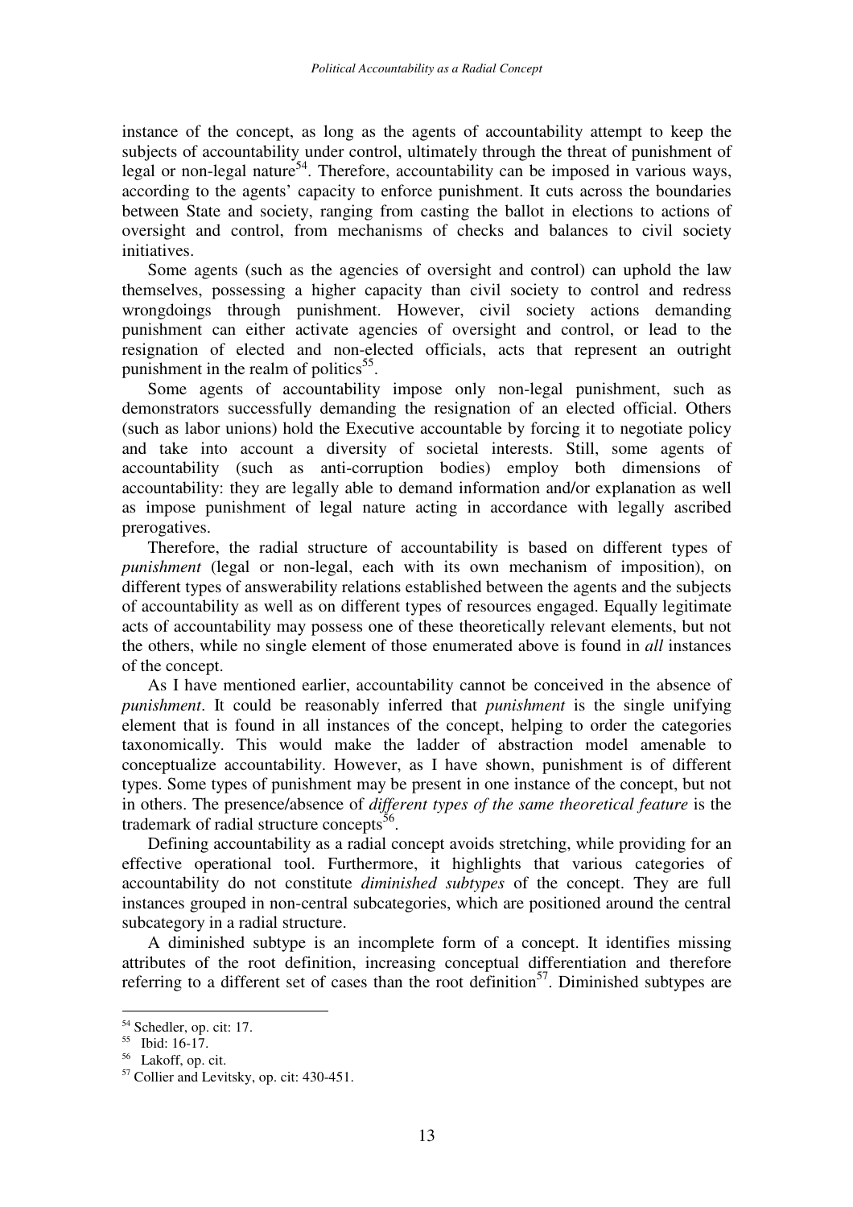instance of the concept, as long as the agents of accountability attempt to keep the subjects of accountability under control, ultimately through the threat of punishment of legal or non-legal nature[54]. Therefore, accountability can be imposed in various ways, according to the agents' capacity to enforce punishment. It cuts across the boundaries between State and society, ranging from casting the ballot in elections to actions of oversight and control, from mechanisms of checks and balances to civil society initiatives.

Some agents (such as the agencies of oversight and control) can uphold the law themselves, possessing a higher capacity than civil society to control and redress wrongdoings through punishment. However, civil society actions demanding punishment can either activate agencies of oversight and control, or lead to the resignation of elected and non-elected officials, acts that represent an outright punishment in the realm of politics[55].

Some agents of accountability impose only non-legal punishment, such as demonstrators successfully demanding the resignation of an elected official. Others (such as labor unions) hold the Executive accountable by forcing it to negotiate policy and take into account a diversity of societal interests. Still, some agents of accountability (such as anti-corruption bodies) employ both dimensions of accountability: they are legally able to demand information and/or explanation as well as impose punishment of legal nature acting in accordance with legally ascribed prerogatives.

Therefore, the radial structure of accountability is based on different types of *punishment* (legal or non-legal, each with its own mechanism of imposition), on different types of answerability relations established between the agents and the subjects of accountability as well as on different types of resources engaged. Equally legitimate acts of accountability may possess one of these theoretically relevant elements, but not the others, while no single element of those enumerated above is found in *all* instances of the concept.

As I have mentioned earlier, accountability cannot be conceived in the absence of *punishment*. It could be reasonably inferred that *punishment* is the single unifying element that is found in all instances of the concept, helping to order the categories taxonomically. This would make the ladder of abstraction model amenable to conceptualize accountability. However, as I have shown, punishment is of different types. Some types of punishment may be present in one instance of the concept, but not in others. The presence/absence of *different types of the same theoretical feature* is the trademark of radial structure concepts[56].

Defining accountability as a radial concept avoids stretching, while providing for an effective operational tool. Furthermore, it highlights that various categories of accountability do not constitute *diminished subtypes* of the concept. They are full instances grouped in non-central subcategories, which are positioned around the central subcategory in a radial structure.

A diminished subtype is an incomplete form of a concept. It identifies missing attributes of the root definition, increasing conceptual differentiation and therefore referring to a different set of cases than the root definition[57]. Diminished subtypes are

---

[54] Schedler, op. cit: 17.

[55] Ibid: 16-17.

[56] Lakoff, op. cit.

[57] Collier and Levitsky, op. cit: 430-451.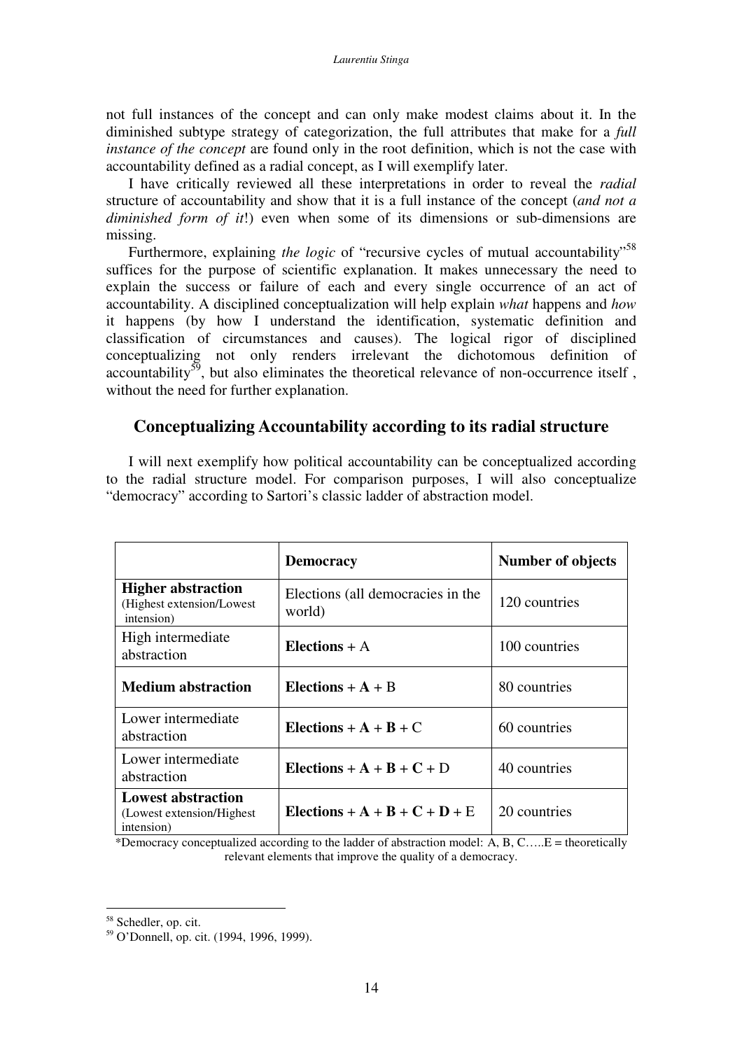not full instances of the concept and can only make modest claims about it. In the diminished subtype strategy of categorization, the full attributes that make for a *full instance of the concept* are found only in the root definition, which is not the case with accountability defined as a radial concept, as I will exemplify later.

I have critically reviewed all these interpretations in order to reveal the *radial* structure of accountability and show that it is a full instance of the concept (*and not a diminished form of it*!) even when some of its dimensions or sub-dimensions are missing.

Furthermore, explaining *the logic* of "recursive cycles of mutual accountability"[58] suffices for the purpose of scientific explanation. It makes unnecessary the need to explain the success or failure of each and every single occurrence of an act of accountability. A disciplined conceptualization will help explain *what* happens and *how* it happens (by how I understand the identification, systematic definition and classification of circumstances and causes). The logical rigor of disciplined conceptualizing not only renders irrelevant the dichotomous definition of accountability[59], but also eliminates the theoretical relevance of non-occurrence itself , without the need for further explanation.

## Conceptualizing Accountability according to its radial structure

I will next exemplify how political accountability can be conceptualized according to the radial structure model. For comparison purposes, I will also conceptualize "democracy" according to Sartori's classic ladder of abstraction model.

| | **Democracy** | **Number of objects** |
|---|---|---|
| **Higher abstraction** (Highest extension/Lowest intension) | Elections (all democracies in the world) | 120 countries |
| High intermediate abstraction | **Elections** + A | 100 countries |
| **Medium abstraction** | **Elections** + **A** + B | 80 countries |
| Lower intermediate abstraction | **Elections** + **A** + **B** + C | 60 countries |
| Lower intermediate abstraction | **Elections** + **A** + **B** + **C** + D | 40 countries |
| **Lowest abstraction** (Lowest extension/Highest intension) | **Elections** + **A** + **B** + **C** + **D** + E | 20 countries |

*Democracy conceptualized according to the ladder of abstraction model: A, B, C…..E = theoretically relevant elements that improve the quality of a democracy.

[58] Schedler, op. cit.

[59] O'Donnell, op. cit. (1994, 1996, 1999).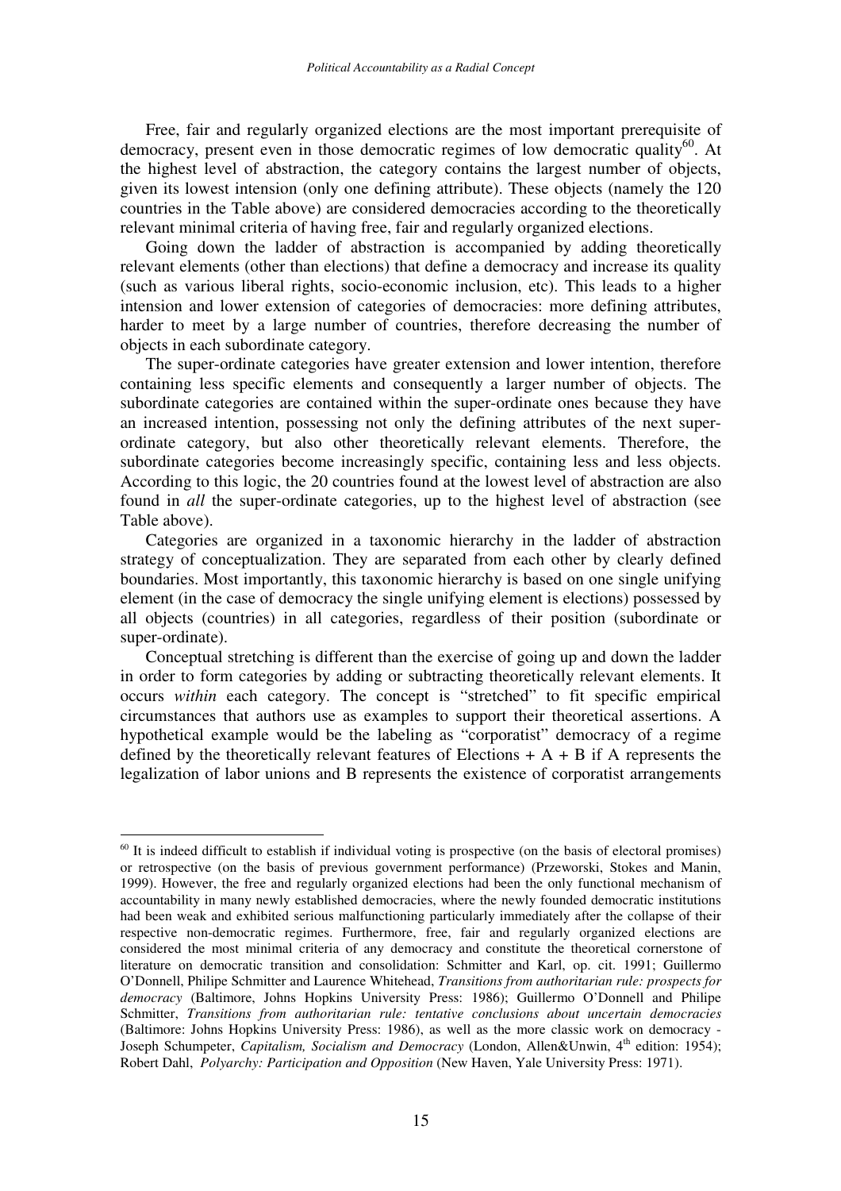Free, fair and regularly organized elections are the most important prerequisite of democracy, present even in those democratic regimes of low democratic quality[60]. At the highest level of abstraction, the category contains the largest number of objects, given its lowest intension (only one defining attribute). These objects (namely the 120 countries in the Table above) are considered democracies according to the theoretically relevant minimal criteria of having free, fair and regularly organized elections.

Going down the ladder of abstraction is accompanied by adding theoretically relevant elements (other than elections) that define a democracy and increase its quality (such as various liberal rights, socio-economic inclusion, etc). This leads to a higher intension and lower extension of categories of democracies: more defining attributes, harder to meet by a large number of countries, therefore decreasing the number of objects in each subordinate category.

The super-ordinate categories have greater extension and lower intention, therefore containing less specific elements and consequently a larger number of objects. The subordinate categories are contained within the super-ordinate ones because they have an increased intention, possessing not only the defining attributes of the next super-ordinate category, but also other theoretically relevant elements. Therefore, the subordinate categories become increasingly specific, containing less and less objects. According to this logic, the 20 countries found at the lowest level of abstraction are also found in *all* the super-ordinate categories, up to the highest level of abstraction (see Table above).

Categories are organized in a taxonomic hierarchy in the ladder of abstraction strategy of conceptualization. They are separated from each other by clearly defined boundaries. Most importantly, this taxonomic hierarchy is based on one single unifying element (in the case of democracy the single unifying element is elections) possessed by all objects (countries) in all categories, regardless of their position (subordinate or super-ordinate).

Conceptual stretching is different than the exercise of going up and down the ladder in order to form categories by adding or subtracting theoretically relevant elements. It occurs *within* each category. The concept is "stretched" to fit specific empirical circumstances that authors use as examples to support their theoretical assertions. A hypothetical example would be the labeling as "corporatist" democracy of a regime defined by the theoretically relevant features of Elections + A + B if A represents the legalization of labor unions and B represents the existence of corporatist arrangements

---

[60] It is indeed difficult to establish if individual voting is prospective (on the basis of electoral promises) or retrospective (on the basis of previous government performance) (Przeworski, Stokes and Manin, 1999). However, the free and regularly organized elections had been the only functional mechanism of accountability in many newly established democracies, where the newly founded democratic institutions had been weak and exhibited serious malfunctioning particularly immediately after the collapse of their respective non-democratic regimes. Furthermore, free, fair and regularly organized elections are considered the most minimal criteria of any democracy and constitute the theoretical cornerstone of literature on democratic transition and consolidation: Schmitter and Karl, op. cit. 1991; Guillermo O'Donnell, Philipe Schmitter and Laurence Whitehead, *Transitions from authoritarian rule: prospects for democracy* (Baltimore, Johns Hopkins University Press: 1986); Guillermo O'Donnell and Philipe Schmitter, *Transitions from authoritarian rule: tentative conclusions about uncertain democracies* (Baltimore: Johns Hopkins University Press: 1986), as well as the more classic work on democracy - Joseph Schumpeter, *Capitalism, Socialism and Democracy* (London, Allen&Unwin, 4th edition: 1954); Robert Dahl, *Polyarchy: Participation and Opposition* (New Haven, Yale University Press: 1971).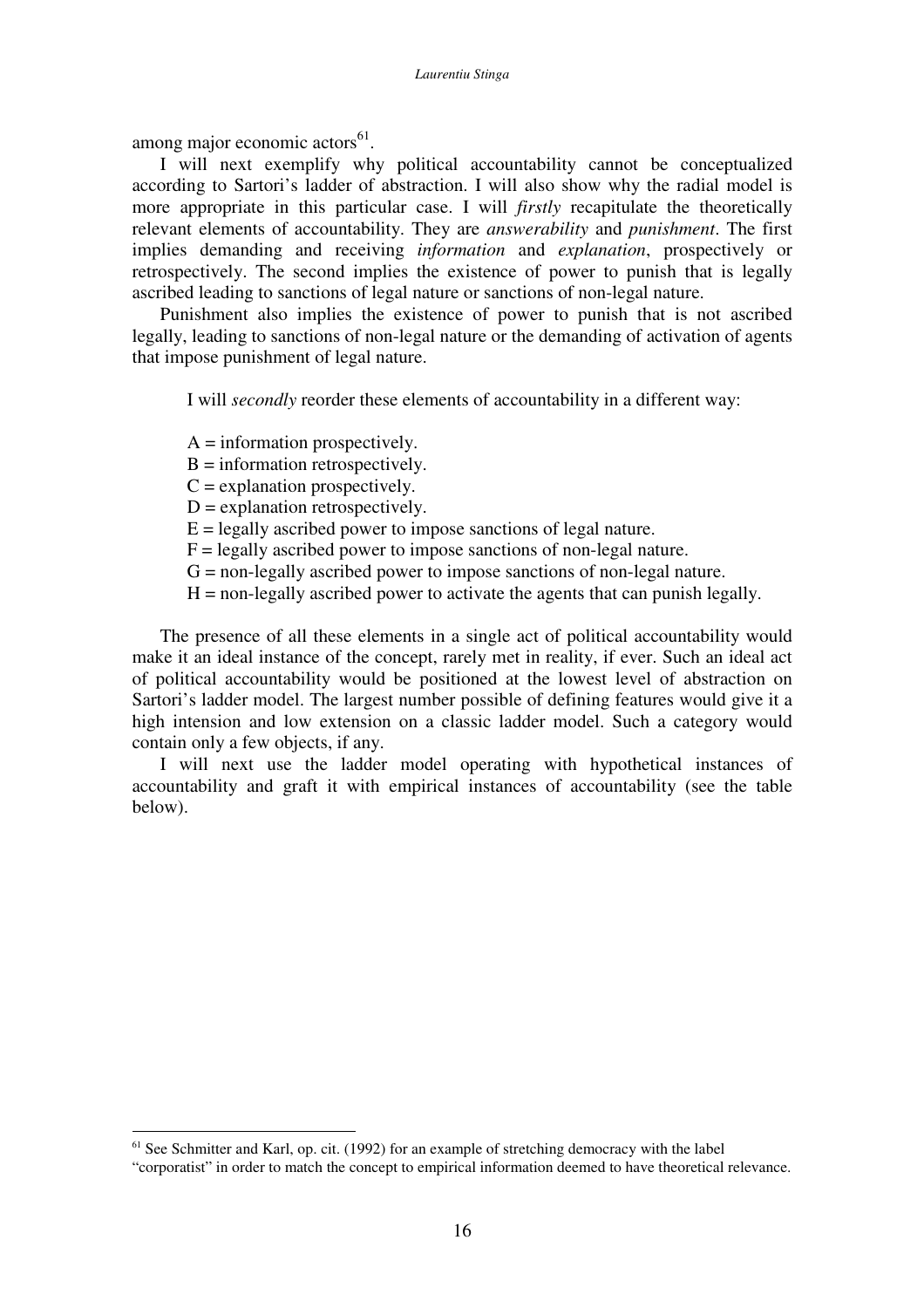among major economic actors[61].

I will next exemplify why political accountability cannot be conceptualized according to Sartori's ladder of abstraction. I will also show why the radial model is more appropriate in this particular case. I will *firstly* recapitulate the theoretically relevant elements of accountability. They are *answerability* and *punishment*. The first implies demanding and receiving *information* and *explanation*, prospectively or retrospectively. The second implies the existence of power to punish that is legally ascribed leading to sanctions of legal nature or sanctions of non-legal nature.

Punishment also implies the existence of power to punish that is not ascribed legally, leading to sanctions of non-legal nature or the demanding of activation of agents that impose punishment of legal nature.

I will *secondly* reorder these elements of accountability in a different way:

A = information prospectively.
B = information retrospectively.
C = explanation prospectively.
D = explanation retrospectively.
E = legally ascribed power to impose sanctions of legal nature.
F = legally ascribed power to impose sanctions of non-legal nature.
G = non-legally ascribed power to impose sanctions of non-legal nature.
H = non-legally ascribed power to activate the agents that can punish legally.

The presence of all these elements in a single act of political accountability would make it an ideal instance of the concept, rarely met in reality, if ever. Such an ideal act of political accountability would be positioned at the lowest level of abstraction on Sartori's ladder model. The largest number possible of defining features would give it a high intension and low extension on a classic ladder model. Such a category would contain only a few objects, if any.

I will next use the ladder model operating with hypothetical instances of accountability and graft it with empirical instances of accountability (see the table below).

---

[61] See Schmitter and Karl, op. cit. (1992) for an example of stretching democracy with the label "corporatist" in order to match the concept to empirical information deemed to have theoretical relevance.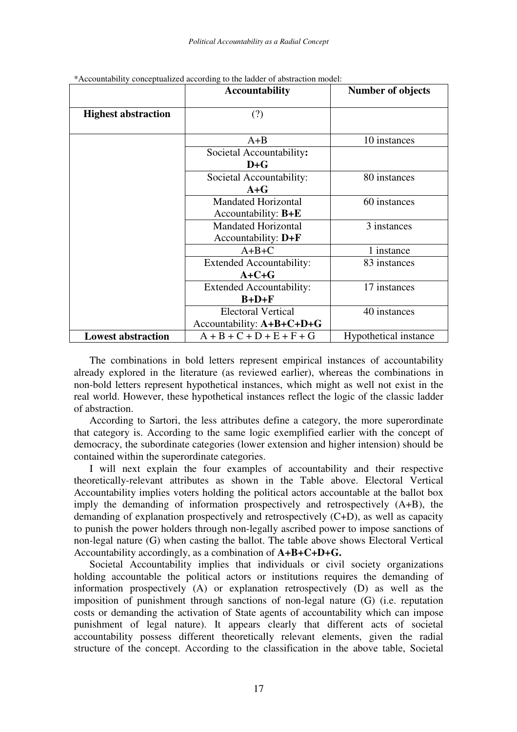*Accountability conceptualized according to the ladder of abstraction model:

| | **Accountability** | **Number of objects** |
|---|---|---|
| **Highest abstraction** | (?) | |
| | A+B | 10 instances |
| | Societal Accountability**:** **D+G** | |
| | Societal Accountability: **A+G** | 80 instances |
| | Mandated Horizontal Accountability: **B+E** | 60 instances |
| | Mandated Horizontal Accountability: **D+F** | 3 instances |
| | A+B+C | 1 instance |
| | Extended Accountability: **A+C+G** | 83 instances |
| | Extended Accountability: **B+D+F** | 17 instances |
| | Electoral Vertical Accountability: **A+B+C+D+G** | 40 instances |
| **Lowest abstraction** | A + B + C + D + E + F + G | Hypothetical instance |

The combinations in bold letters represent empirical instances of accountability already explored in the literature (as reviewed earlier), whereas the combinations in non-bold letters represent hypothetical instances, which might as well not exist in the real world. However, these hypothetical instances reflect the logic of the classic ladder of abstraction.

According to Sartori, the less attributes define a category, the more superordinate that category is. According to the same logic exemplified earlier with the concept of democracy, the subordinate categories (lower extension and higher intension) should be contained within the superordinate categories.

I will next explain the four examples of accountability and their respective theoretically-relevant attributes as shown in the Table above. Electoral Vertical Accountability implies voters holding the political actors accountable at the ballot box imply the demanding of information prospectively and retrospectively (A+B), the demanding of explanation prospectively and retrospectively (C+D), as well as capacity to punish the power holders through non-legally ascribed power to impose sanctions of non-legal nature (G) when casting the ballot. The table above shows Electoral Vertical Accountability accordingly, as a combination of **A+B+C+D+G.**

Societal Accountability implies that individuals or civil society organizations holding accountable the political actors or institutions requires the demanding of information prospectively (A) or explanation retrospectively (D) as well as the imposition of punishment through sanctions of non-legal nature (G) (i.e. reputation costs or demanding the activation of State agents of accountability which can impose punishment of legal nature). It appears clearly that different acts of societal accountability possess different theoretically relevant elements, given the radial structure of the concept. According to the classification in the above table, Societal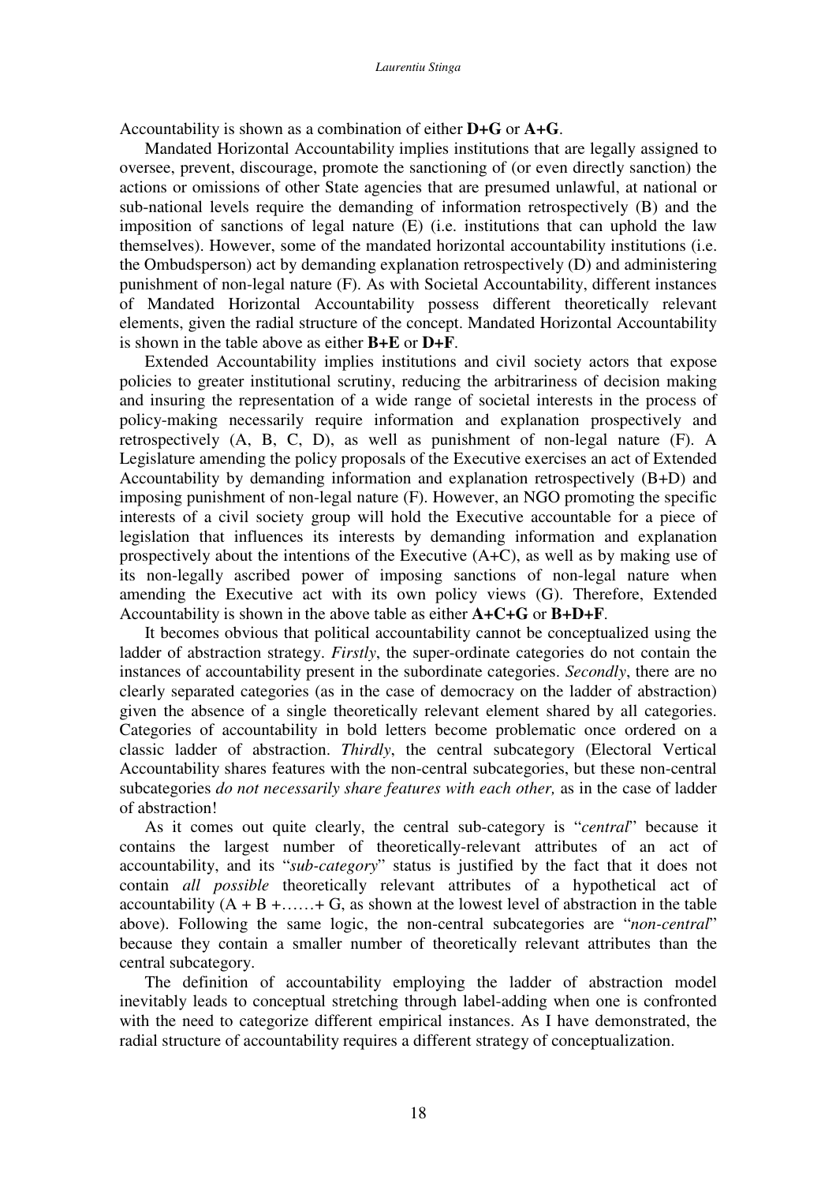Accountability is shown as a combination of either **D+G** or **A+G**.

Mandated Horizontal Accountability implies institutions that are legally assigned to oversee, prevent, discourage, promote the sanctioning of (or even directly sanction) the actions or omissions of other State agencies that are presumed unlawful, at national or sub-national levels require the demanding of information retrospectively (B) and the imposition of sanctions of legal nature (E) (i.e. institutions that can uphold the law themselves). However, some of the mandated horizontal accountability institutions (i.e. the Ombudsperson) act by demanding explanation retrospectively (D) and administering punishment of non-legal nature (F). As with Societal Accountability, different instances of Mandated Horizontal Accountability possess different theoretically relevant elements, given the radial structure of the concept. Mandated Horizontal Accountability is shown in the table above as either **B+E** or **D+F**.

Extended Accountability implies institutions and civil society actors that expose policies to greater institutional scrutiny, reducing the arbitrariness of decision making and insuring the representation of a wide range of societal interests in the process of policy-making necessarily require information and explanation prospectively and retrospectively (A, B, C, D), as well as punishment of non-legal nature (F). A Legislature amending the policy proposals of the Executive exercises an act of Extended Accountability by demanding information and explanation retrospectively (B+D) and imposing punishment of non-legal nature (F). However, an NGO promoting the specific interests of a civil society group will hold the Executive accountable for a piece of legislation that influences its interests by demanding information and explanation prospectively about the intentions of the Executive (A+C), as well as by making use of its non-legally ascribed power of imposing sanctions of non-legal nature when amending the Executive act with its own policy views (G). Therefore, Extended Accountability is shown in the above table as either **A+C+G** or **B+D+F**.

It becomes obvious that political accountability cannot be conceptualized using the ladder of abstraction strategy. *Firstly*, the super-ordinate categories do not contain the instances of accountability present in the subordinate categories. *Secondly*, there are no clearly separated categories (as in the case of democracy on the ladder of abstraction) given the absence of a single theoretically relevant element shared by all categories. Categories of accountability in bold letters become problematic once ordered on a classic ladder of abstraction. *Thirdly*, the central subcategory (Electoral Vertical Accountability shares features with the non-central subcategories, but these non-central subcategories *do not necessarily share features with each other,* as in the case of ladder of abstraction!

As it comes out quite clearly, the central sub-category is "*central*" because it contains the largest number of theoretically-relevant attributes of an act of accountability, and its "*sub-category*" status is justified by the fact that it does not contain *all possible* theoretically relevant attributes of a hypothetical act of accountability (A + B +……+ G, as shown at the lowest level of abstraction in the table above). Following the same logic, the non-central subcategories are "*non-central*" because they contain a smaller number of theoretically relevant attributes than the central subcategory.

The definition of accountability employing the ladder of abstraction model inevitably leads to conceptual stretching through label-adding when one is confronted with the need to categorize different empirical instances. As I have demonstrated, the radial structure of accountability requires a different strategy of conceptualization.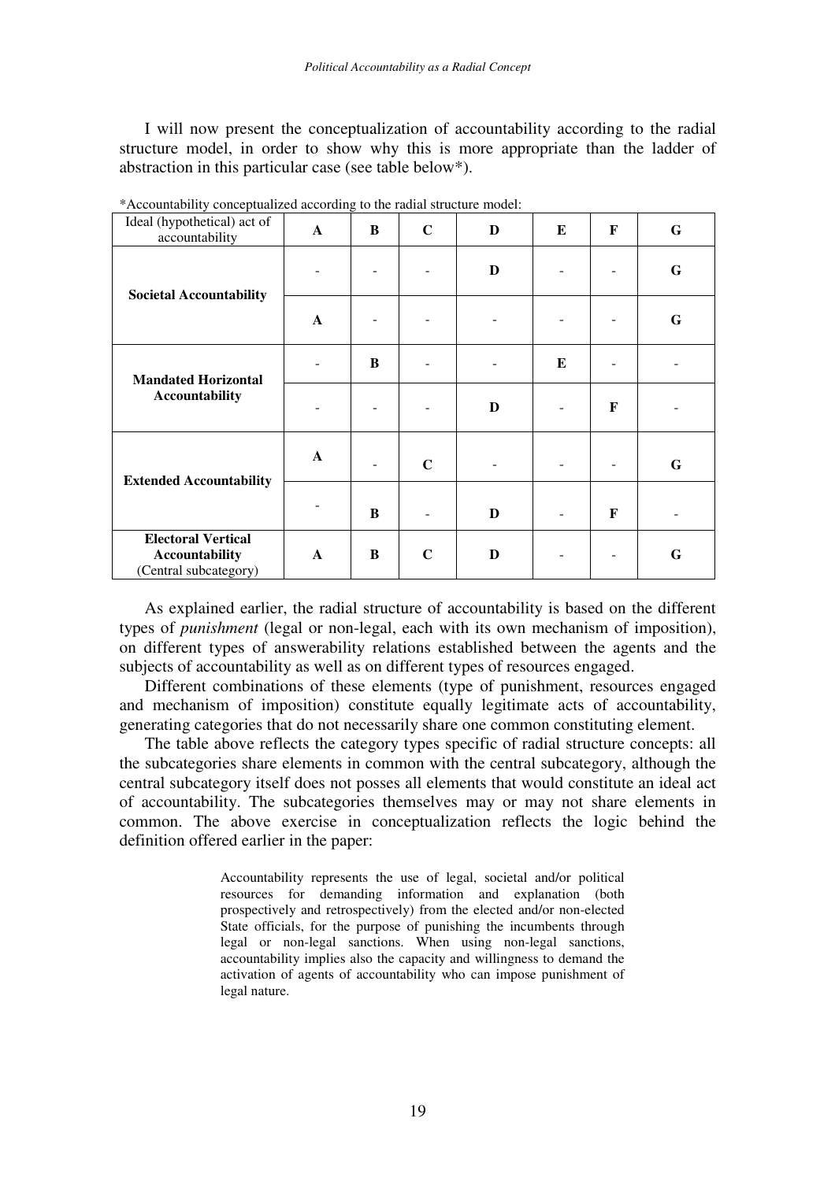I will now present the conceptualization of accountability according to the radial structure model, in order to show why this is more appropriate than the ladder of abstraction in this particular case (see table below*).

*Accountability conceptualized according to the radial structure model:

| Ideal (hypothetical) act of accountability | A | B | C | D | E | F | G |
|---|---|---|---|---|---|---|---|
| **Societal Accountability** | - | - | - | **D** | - | - | **G** |
| | **A** | - | - | - | - | - | **G** |
| **Mandated Horizontal Accountability** | - | **B** | - | - | **E** | - | - |
| | - | - | - | **D** | - | **F** | - |
| **Extended Accountability** | **A** | - | **C** | - | - | - | **G** |
| | - | **B** | - | **D** | - | **F** | - |
| **Electoral Vertical Accountability** (Central subcategory) | **A** | **B** | **C** | **D** | - | - | **G** |

As explained earlier, the radial structure of accountability is based on the different types of *punishment* (legal or non-legal, each with its own mechanism of imposition), on different types of answerability relations established between the agents and the subjects of accountability as well as on different types of resources engaged.

Different combinations of these elements (type of punishment, resources engaged and mechanism of imposition) constitute equally legitimate acts of accountability, generating categories that do not necessarily share one common constituting element.

The table above reflects the category types specific of radial structure concepts: all the subcategories share elements in common with the central subcategory, although the central subcategory itself does not posses all elements that would constitute an ideal act of accountability. The subcategories themselves may or may not share elements in common. The above exercise in conceptualization reflects the logic behind the definition offered earlier in the paper:

> Accountability represents the use of legal, societal and/or political resources for demanding information and explanation (both prospectively and retrospectively) from the elected and/or non-elected State officials, for the purpose of punishing the incumbents through legal or non-legal sanctions. When using non-legal sanctions, accountability implies also the capacity and willingness to demand the activation of agents of accountability who can impose punishment of legal nature.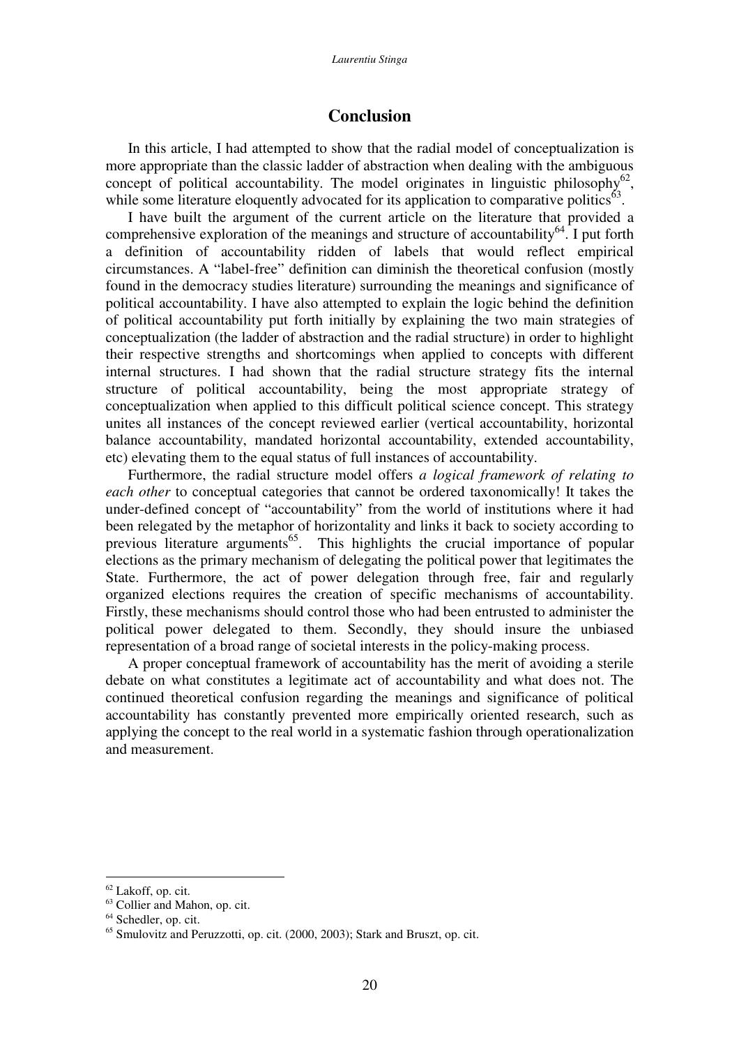## Conclusion

In this article, I had attempted to show that the radial model of conceptualization is more appropriate than the classic ladder of abstraction when dealing with the ambiguous concept of political accountability. The model originates in linguistic philosophy[62], while some literature eloquently advocated for its application to comparative politics[63].

I have built the argument of the current article on the literature that provided a comprehensive exploration of the meanings and structure of accountability[64]. I put forth a definition of accountability ridden of labels that would reflect empirical circumstances. A "label-free" definition can diminish the theoretical confusion (mostly found in the democracy studies literature) surrounding the meanings and significance of political accountability. I have also attempted to explain the logic behind the definition of political accountability put forth initially by explaining the two main strategies of conceptualization (the ladder of abstraction and the radial structure) in order to highlight their respective strengths and shortcomings when applied to concepts with different internal structures. I had shown that the radial structure strategy fits the internal structure of political accountability, being the most appropriate strategy of conceptualization when applied to this difficult political science concept. This strategy unites all instances of the concept reviewed earlier (vertical accountability, horizontal balance accountability, mandated horizontal accountability, extended accountability, etc) elevating them to the equal status of full instances of accountability.

Furthermore, the radial structure model offers *a logical framework of relating to each other* to conceptual categories that cannot be ordered taxonomically! It takes the under-defined concept of "accountability" from the world of institutions where it had been relegated by the metaphor of horizontality and links it back to society according to previous literature arguments[65]. This highlights the crucial importance of popular elections as the primary mechanism of delegating the political power that legitimates the State. Furthermore, the act of power delegation through free, fair and regularly organized elections requires the creation of specific mechanisms of accountability. Firstly, these mechanisms should control those who had been entrusted to administer the political power delegated to them. Secondly, they should insure the unbiased representation of a broad range of societal interests in the policy-making process.

A proper conceptual framework of accountability has the merit of avoiding a sterile debate on what constitutes a legitimate act of accountability and what does not. The continued theoretical confusion regarding the meanings and significance of political accountability has constantly prevented more empirically oriented research, such as applying the concept to the real world in a systematic fashion through operationalization and measurement.

---

[62] Lakoff, op. cit.

[63] Collier and Mahon, op. cit.

[64] Schedler, op. cit.

[65] Smulovitz and Peruzzotti, op. cit. (2000, 2003); Stark and Bruszt, op. cit.